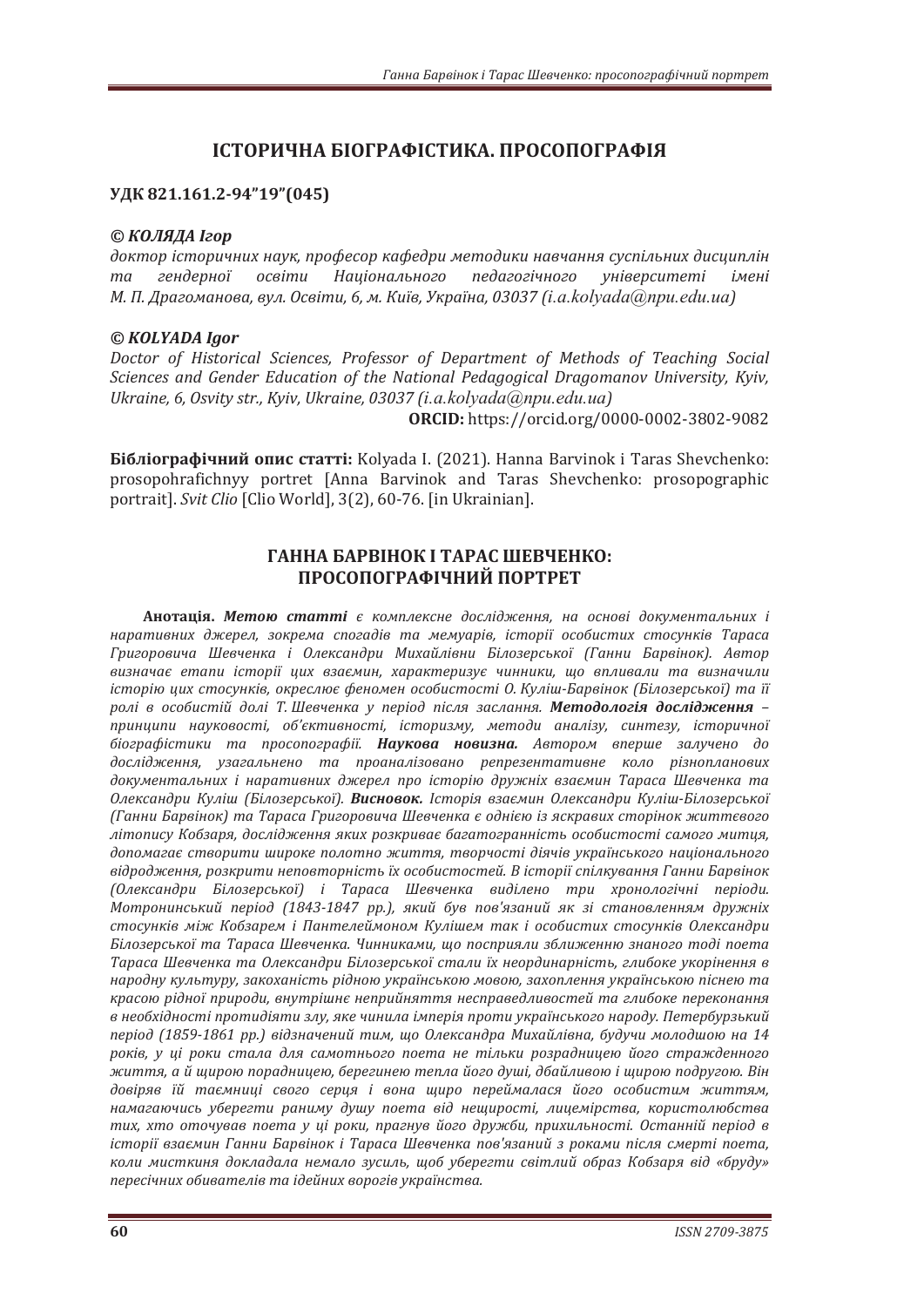## ІСТОРИЧНА БІОГРАФІСТИКА. ПРОСОПОГРАФІЯ

**УДК 821.161.2-94"19"(045)**

***© КОЛЯДА Ігор***
*доктор історичних наук, професор кафедри методики навчання суспільних дисциплін та гендерної освіти Національного педагогічного університеті імені М. П. Драгоманова, вул. Освіти, 6, м. Київ, Україна, 03037 (i.a.kolyada@npu.edu.ua)*

***© KOLYADA Igor***
*Doctor of Historical Sciences, Professor of Department of Methods of Teaching Social Sciences and Gender Education of the National Pedagogical Dragomanov University, Kyiv, Ukraine, 6, Osvity str., Kyiv, Ukraine, 03037 (i.a.kolyada@npu.edu.ua)*
**ORCID:** https://orcid.org/0000-0002-3802-9082

**Бібліографічний опис статті:** Kolyada I. (2021). Hanna Barvinok i Taras Shevchenko: prosopohrafichnyy portret [Anna Barvinok and Taras Shevchenko: prosopographic portrait]. *Svit Clio* [Clio World], 3(2), 60-76. [in Ukrainian].

## ГАННА БАРВІНОК І ТАРАС ШЕВЧЕНКО: ПРОСОПОГРАФІЧНИЙ ПОРТРЕТ

**Анотація.** ***Метою статті*** *є комплексне дослідження, на основі документальних і наративних джерел, зокрема спогадів та мемуарів, історії особистих стосунків Тараса Григоровича Шевченка і Олександри Михайлівни Білозерської (Ганни Барвінок). Автор визначає етапи історії цих взаємин, характеризує чинники, що впливали та визначили історію цих стосунків, окреслює феномен особистості О. Куліш-Барвінок (Білозерської) та її ролі в особистій долі Т. Шевченка у період після заслання.* ***Методологія дослідження*** *– принципи науковості, об'єктивності, історизму, методи аналізу, синтезу, історичної біографістики та просопографії.* ***Наукова новизна.*** *Автором вперше залучено до дослідження, узагальнено та проаналізовано репрезентативне коло різнопланових документальних і наративних джерел про історію дружніх взаємин Тараса Шевченка та Олександри Куліш (Білозерської).* ***Висновок.*** *Історія взаємин Олександри Куліш-Білозерської (Ганни Барвінок) та Тараса Григоровича Шевченка є однією із яскравих сторінок життєвого літопису Кобзаря, дослідження яких розкриває багатогранність особистості самого митця, допомагає створити широке полотно життя, творчості діячів українського національного відродження, розкрити неповторність їх особистостей. В історії спілкування Ганни Барвінок (Олександри Білозерської) і Тараса Шевченка виділено три хронологічні періоди. Мотронинський період (1843-1847 рр.), який був пов'язаний як зі становленням дружніх стосунків між Кобзарем і Пантелеймоном Кулішем так і особистих стосунків Олександри Білозерської та Тараса Шевченка. Чинниками, що посприяли зближенню знаного тоді поета Тараса Шевченка та Олександри Білозерської стали їх неординарність, глибоке укорінення в народну культуру, закоханість рідною українською мовою, захоплення українською піснею та красою рідної природи, внутрішнє неприйняття несправедливостей та глибоке переконання в необхідності протидіяти злу, яке чинила імперія проти українського народу. Петербурзький період (1859-1861 рр.) відзначений тим, що Олександра Михайлівна, будучи молодшою на 14 років, у ці роки стала для самотнього поета не тільки розрадницею його страждennого життя, а й щирою порадницею, берегинею тепла його душі, дбайливою і щирою подругою. Він довіряв їй таємниці свого серця і вона щиро переймалася його особистим життям, намагаючись уберегти раниму душу поета від нещирості, лицемірства, користолюбства тих, хто оточував поета у ці роки, прагнув його дружби, прихильності. Останній період в історії взаємин Ганни Барвінок і Тараса Шевченка пов'язаний з роками після смерті поета, коли мисткиня докладала немало зусиль, щоб уберегти світлий образ Кобзаря від «бруду» пересічних обивателів та ідейних ворогів українства.*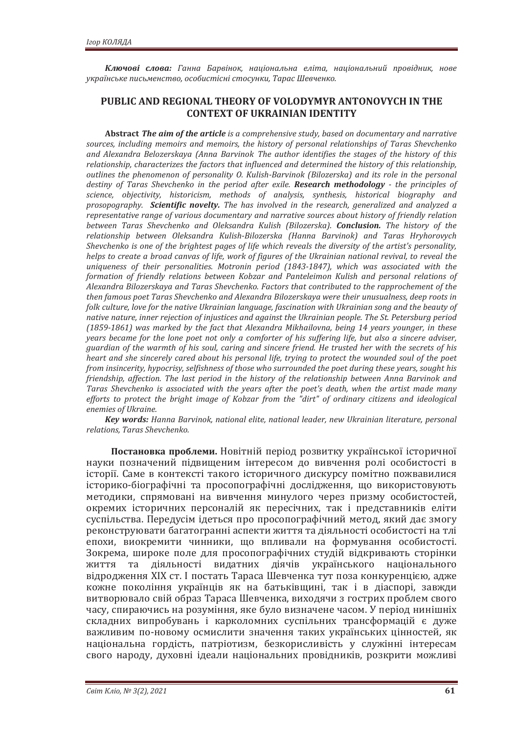***Ключові слова:*** *Ганна Барвінок, національна еліта, національний провідник, нове українське письменство, особистісні стосунки, Тарас Шевченко.*

## PUBLIC AND REGIONAL THEORY OF VOLODYMYR ANTONOVYCH IN THE CONTEXT OF UKRAINIAN IDENTITY

**Abstract** ***The aim of the article*** *is a comprehensive study, based on documentary and narrative sources, including memoirs and memoirs, the history of personal relationships of Taras Shevchenko and Alexandra Belozerskaya (Anna Barvinok The author identifies the stages of the history of this relationship, characterizes the factors that influenced and determined the history of this relationship, outlines the phenomenon of personality O. Kulish-Barvinok (Bilozerska) and its role in the personal destiny of Taras Shevchenko in the period after exile.* ***Research methodology*** *- the principles of science, objectivity, historicism, methods of analysis, synthesis, historical biography and prosopography.* ***Scientific novelty.*** *The has involved in the research, generalized and analyzed a representative range of various documentary and narrative sources about history of friendly relation between Taras Shevchenko and Oleksandra Kulish (Bilozerska).* ***Conclusion.*** *The history of the relationship between Oleksandra Kulish-Bilozerska (Hanna Barvinok) and Taras Hryhorovych Shevchenko is one of the brightest pages of life which reveals the diversity of the artist's personality, helps to create a broad canvas of life, work of figures of the Ukrainian national revival, to reveal the uniqueness of their personalities. Motronin period (1843-1847), which was associated with the formation of friendly relations between Kobzar and Panteleimon Kulish and personal relations of Alexandra Bilozerskaya and Taras Shevchenko. Factors that contributed to the rapprochement of the then famous poet Taras Shevchenko and Alexandra Bilozerskaya were their unusualness, deep roots in folk culture, love for the native Ukrainian language, fascination with Ukrainian song and the beauty of native nature, inner rejection of injustices and against the Ukrainian people. The St. Petersburg period (1859-1861) was marked by the fact that Alexandra Mikhailovna, being 14 years younger, in these years became for the lone poet not only a comforter of his suffering life, but also a sincere adviser, guardian of the warmth of his soul, caring and sincere friend. He trusted her with the secrets of his heart and she sincerely cared about his personal life, trying to protect the wounded soul of the poet from insincerity, hypocrisy, selfishness of those who surrounded the poet during these years, sought his friendship, affection. The last period in the history of the relationship between Anna Barvinok and Taras Shevchenko is associated with the years after the poet's death, when the artist made many efforts to protect the bright image of Kobzar from the "dirt" of ordinary citizens and ideological enemies of Ukraine.*

***Key words:*** *Hanna Barvinok, national elite, national leader, new Ukrainian literature, personal relations, Taras Shevchenko.*

**Постановка проблеми.** Новітній період розвитку української історичної науки позначений підвищеним інтересом до вивчення ролі особистості в історії. Саме в контексті такого історичного дискурсу помітно пожвавилися історико-біографічні та просопографічні дослідження, що використовують методики, спрямовані на вивчення минулого через призму особистостей, окремих історичних персоналій як пересічних, так і представників еліти суспільства. Передусім ідеться про просопографічний метод, який дає змогу реконструювати багатогранні аспекти життя та діяльності особистості на тлі епохи, виокремити чинники, що впливали на формування особистості. Зокрема, широке поле для просопографічних студій відкривають сторінки життя та діяльності видатних діячів українського національного відродження XIX ст. І постать Тараса Шевченка тут поза конкуренцією, адже кожне покоління українців як на батьківщині, так і в діаспорі, завжди витворювало свій образ Тараса Шевченка, виходячи з гострих проблем свого часу, спираючись на розуміння, яке було визначене часом. У період нинішніх складних випробувань і карколомних суспільних трансформацій є дуже важливим по-новому осмислити значення таких українських цінностей, як національна гордість, патріотизм, безкорисливість у служінні інтересам свого народу, духовні ідеали національних провідників, розкрити можливі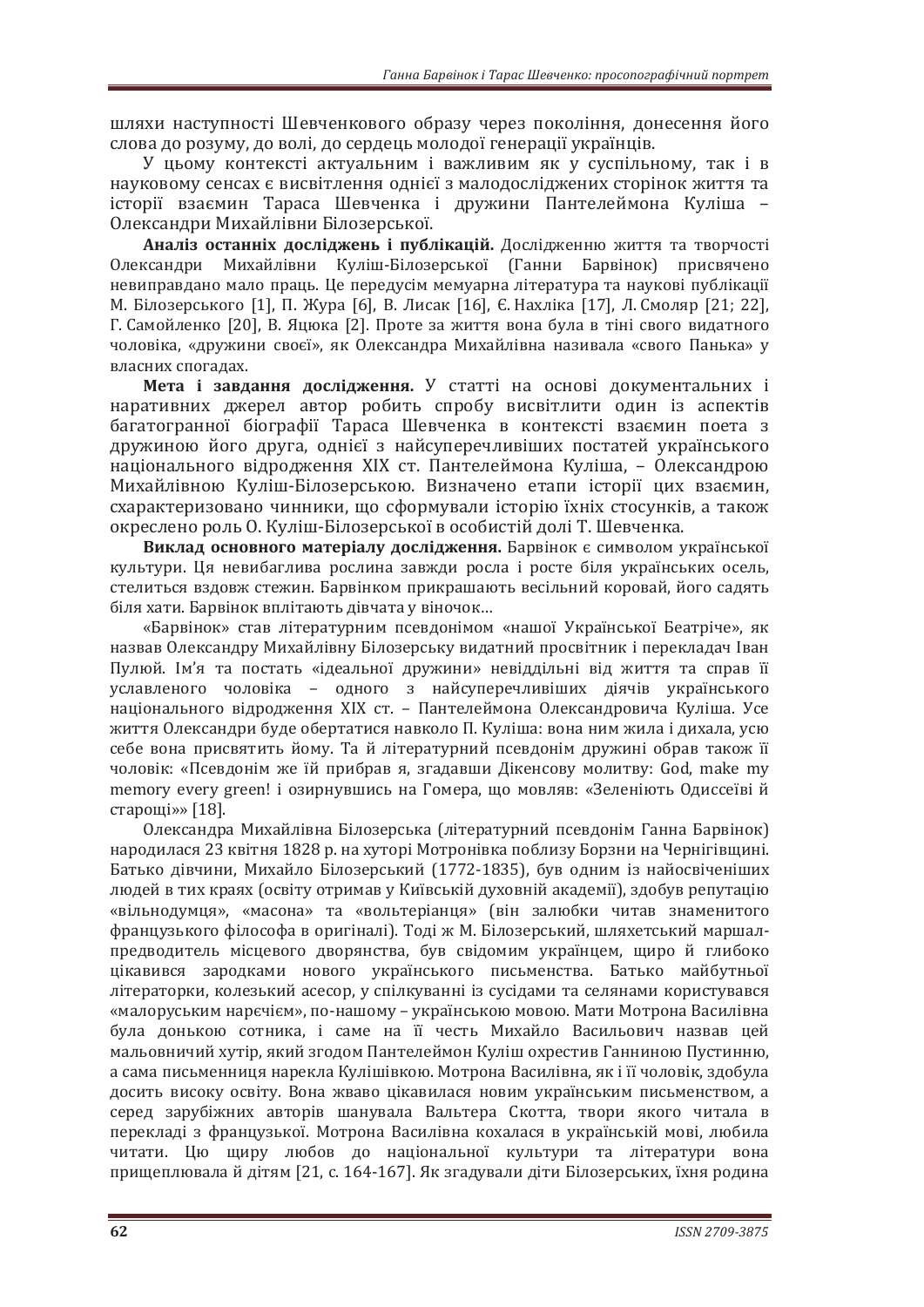шляхи наступності Шевченкового образу через покоління, донесення його слова до розуму, до волі, до сердець молодої генерації українців.

У цьому контексті актуальним і важливим як у суспільному, так і в науковому сенсах є висвітлення однієї з малодосліджених сторінок життя та історії взаємин Тараса Шевченка і дружини Пантелеймона Куліша – Олександри Михайлівни Білозерської.

**Аналіз останніх досліджень і публікацій.** Дослідженню життя та творчості Олександри Михайлівни Куліш-Білозерської (Ганни Барвінок) присвячено невиправдано мало праць. Це передусім мемуарна література та наукові публікації М. Білозерського [1], П. Жура [6], В. Лисак [16], Є. Нахліка [17], Л. Смоляр [21; 22], Г. Самойленко [20], В. Яцюка [2]. Проте за життя вона була в тіні свого видатного чоловіка, «дружини своєї», як Олександра Михайлівна називала «свого Панька» у власних спогадах.

**Мета і завдання дослідження.** У статті на основі документальних і наративних джерел автор робить спробу висвітлити один із аспектів багатогранної біографії Тараса Шевченка в контексті взаємин поета з дружиною його друга, однієї з найсуперечливіших постатей українського національного відродження XIX ст. Пантелеймона Куліша, – Олександрою Михайлівною Куліш-Білозерською. Визначено етапи історії цих взаємин, схарактеризовано чинники, що сформували історію їхніх стосунків, а також окреслено роль О. Куліш-Білозерської в особистій долі Т. Шевченка.

**Виклад основного матеріалу дослідження.** Барвінок є символом української культури. Ця невибаглива рослина завжди росла і росте біля українських осель, стелиться вздовж стежин. Барвінком прикрашають весільний коровай, його садять біля хати. Барвінок вплітають дівчата у віночок…

«Барвінок» став літературним псевдонімом «нашої Української Беатріче», як назвав Олександру Михайлівну Білозерську видатний просвітник і перекладач Іван Пулюй. Ім'я та постать «ідеальної дружини» невіддільні від життя та справ її уславленого чоловіка – одного з найсуперечливіших діячів українського національного відродження XIX ст. – Пантелеймона Олександровича Куліша. Усе життя Олександри буде обертатися навколо П. Куліша: вона ним жила і дихала, усю себе вона присвятить йому. Та й літературний псевдонім дружині обрав також її чоловік: «Псевдонім же їй прибрав я, згадавши Дікенсову молитву: God, make my memory every green! і озирнувшись на Гомера, що мовляв: «Зеленіють Одиссеїві й старощі»» [18].

Олександра Михайлівна Білозерська (літературний псевдонім Ганна Барвінок) народилася 23 квітня 1828 р. на хуторі Мотронівка поблизу Борзни на Чернігівщині. Батько дівчини, Михайло Білозерський (1772-1835), був одним із найосвіченіших людей в тих краях (освіту отримав у Київській духовній академії), здобув репутацію «вільнодумця», «масона» та «вольтеріанця» (він залюбки читав знаменитого французького філософа в оригіналі). Тоді ж М. Білозерський, шляхетський маршал-предводитель місцевого дворянства, був свідомим українцем, щиро й глибоко цікавився зародками нового українського письменства. Батько майбутньої літераторки, колезький асесор, у спілкуванні із сусідами та селянами користувався «малоруським нарєчієм», по-нашому – українською мовою. Мати Мотрона Василівна була донькою сотника, і саме на її честь Михайло Васильович назвав цей мальовничий хутір, який згодом Пантелеймон Куліш охрестив Ганниною Пустинню, а сама письменниця нарекла Кулішівкою. Мотрона Василівна, як і її чоловік, здобула досить високу освіту. Вона жваво цікавилася новим українським письменством, а серед зарубіжних авторів шанувала Вальтера Скотта, твори якого читала в перекладі з французької. Мотрона Василівна кохалася в українській мові, любила читати. Цю щиру любов до національної культури та літератури вона прищеплювала й дітям [21, с. 164-167]. Як згадували діти Білозерських, їхня родина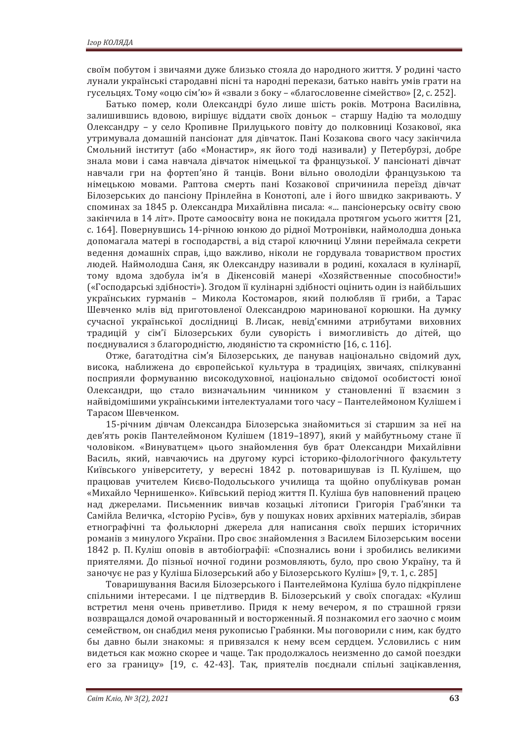своїм побутом і звичаями дуже близько стояла до народного життя. У родині часто лунали українські стародавні пісні та народні перекази, батько навіть умів грати на гусельцях. Тому «оцю сім'ю» й «звали з боку – «благословенне сімейство» [2, с. 252].

Батько помер, коли Олександрі було лише шість років. Мотрона Василівна, залишившись вдовою, вирішує віддати своїх доньок – старшу Надію та молодшу Олександру – у село Кропивне Прилуцького повіту до полковниці Козакової, яка утримувала домашній пансіонат для дівчаток. Пані Козакова свого часу закінчила Смольний інститут (або «Монастир», як його тоді називали) у Петербурзі, добре знала мови і сама навчала дівчаток німецької та французької. У пансіонаті дівчат навчали гри на фортеп'яно й танців. Вони вільно оволоділи французькою та німецькою мовами. Раптова смерть пані Козакової спричинила переїзд дівчат Білозерських до пансіону Прінлейна в Конотопі, але і його швидко закривають. У споминах за 1845 р. Олександра Михайлівна писала: «... пансіонерську освіту свою закінчила в 14 літ». Проте самоосвіту вона не покидала протягом усього життя [21, с. 164]. Повернувшись 14-річною юнкою до рідної Мотронівки, наймолодша донька допомагала матері в господарстві, а від старої ключниці Уляни переймала секрети ведення домашніх справ, і,що важливо, ніколи не гордувала товариством простих людей. Наймолодша Саня, як Олександру називали в родині, кохалася в кулінарії, тому вдома здобула ім'я в Дікенсовій манері «Хозяйственные способности!» («Господарські здібності»). Згодом її кулінарні здібності оцінить один із найбільших українських гурманів – Микола Костомаров, який полюбляв її гриби, а Тарас Шевченко млів від приготовленої Олександрою маринованої корюшки. На думку сучасної української дослідниці В. Лисак, невід'ємними атрибутами виховних традицій у сім'ї Білозерських були суворість і вимогливість до дітей, що поєднувалися з благородністю, людяністю та скромністю [16, с. 116].

Отже, багатодітна сім'я Білозерських, де панував національно свідомий дух, висока, наближена до європейської культура в традиціях, звичаях, спілкуванні посприяли формуванню високодуховної, національно свідомої особистості юної Олександри, що стало визначальним чинником у становленні її взаємин з найвідомішими українськими інтелектуалами того часу – Пантелеймоном Кулішем і Тарасом Шевченком.

15-річним дівчам Олександра Білозерська знайомиться зі старшим за неї на дев'ять років Пантелеймоном Кулішем (1819–1897), який у майбутньому стане її чоловіком. «Винуватцем» цього знайомлення був брат Олександри Михайлівни Василь, який, навчаючись на другому курсі історико-філологічного факультету Київського університету, у вересні 1842 р. потоваришував із П. Кулішем, що працював учителем Києво-Подольського училища та щойно опублікував роман «Михайло Чарнишенко». Київський період життя П. Куліша був наповнений працею над джерелами. Письменник вивчав козацькі літописи Григорія Граб'янки та Самійла Величка, «Історію Русів», був у пошуках нових архівних матеріалів, збирав етнографічні та фольклорні джерела для написання своїх перших історичних романів з минулого України. Про своє знайомлення з Василем Білозерським восени 1842 р. П. Куліш оповів в автобіографії: «Спознались вони і зробились великими приятелями. До пізньої ночної години розмовляють, було, про свою Україну, та й заночує не раз у Куліша Білозерський або у Білозерського Куліш» [9, т. 1, с. 285]

Товаришування Василя Білозерського і Пантелеймона Куліша було підкріплене спільними інтересами. І це підтвердив В. Білозерський у своїх спогадах: «Кулиш встретил меня очень приветливо. Придя к нему вечером, я по страшной грязи возвращался домой очарованный и восторженный. Я познакомил его заочно с моим семейством, он снабдил меня рукописью Грабянки. Мы поговорили с ним, как будто бы давно были знакомы: я привязался к нему всем сердцем. Условились с ним видеться как можно скорее и чаще. Так продолжалось неизменно до самой поездки его за границу» [19, с. 42-43]. Так, приятелів поєднали спільні зацікавлення,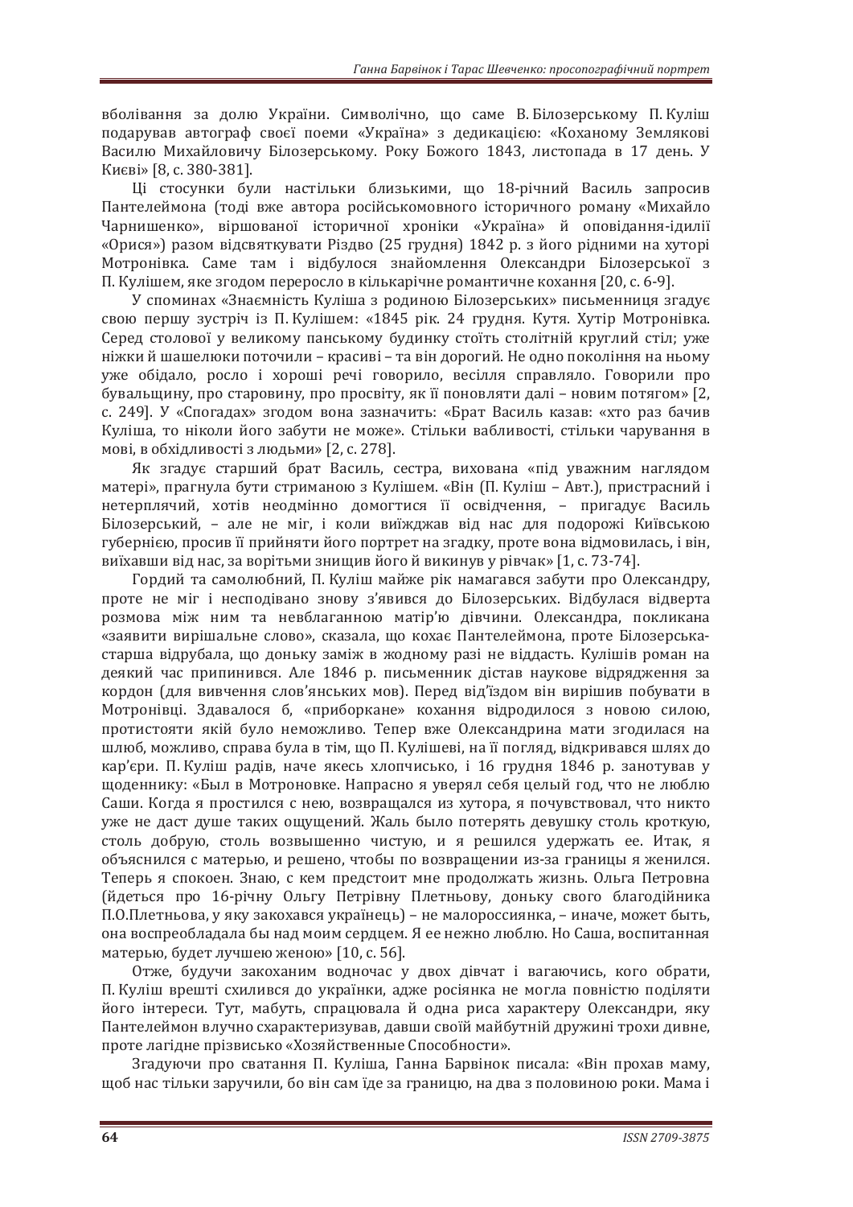вболівання за долю України. Символічно, що саме В. Білозерському П. Куліш подарував автограф своєї поеми «Україна» з дедикацією: «Коханому Землякові Василю Михайловичу Білозерському. Року Божого 1843, листопада в 17 день. У Києві» [8, с. 380-381].

Ці стосунки були настільки близькими, що 18-річний Василь запросив Пантелеймона (тоді вже автора російськомовного історичного роману «Михайло Чарнишенко», віршованої історичної хроніки «Україна» й оповідання-ідилії «Орися») разом відсвяткувати Різдво (25 грудня) 1842 р. з його рідними на хуторі Мотронівка. Саме там і відбулося знайомлення Олександри Білозерської з П. Кулішем, яке згодом переросло в кількарічне романтичне кохання [20, с. 6-9].

У споминах «Знаємність Куліша з родиною Білозерських» письменниця згадує свою першу зустріч із П. Кулішем: «1845 рік. 24 грудня. Кутя. Хутір Мотронівка. Серед столової у великому панському будинку стоїть столітній круглий стіл; уже ніжки й шашелюки поточили – красиві – та він дорогий. Не одно покоління на ньому уже обідало, росло і хороші речі говорило, весілля справляло. Говорили про бувальщину, про старовину, про просвіту, як її поновляти далі – новим потягом» [2, с. 249]. У «Спогадах» згодом вона зазначить: «Брат Василь казав: «хто раз бачив Куліша, то ніколи його забути не може». Стільки вабливості, стільки чарування в мові, в обхідливості з людьми» [2, с. 278].

Як згадує старший брат Василь, сестра, вихована «під уважним наглядом матері», прагнула бути стриманою з Кулішем. «Він (П. Куліш – Авт.), пристрасний і нетерплячий, хотів неодмінно домогтися її освідчення, – пригадує Василь Білозерський, – але не міг, і коли виїжджав від нас для подорожі Київською губернією, просив її прийняти його портрет на згадку, проте вона відмовилась, і він, виїхавши від нас, за ворітьми знищив його й викинув у рівчак» [1, с. 73-74].

Гордий та самолюбний, П. Куліш майже рік намагався забути про Олександру, проте не міг і несподівано знову з'явився до Білозерських. Відбулася відверта розмова між ним та невблаганною матір'ю дівчини. Олександра, покликана «заявити вирішальне слово», сказала, що кохає Пантелеймона, проте Білозерська-старша відрубала, що доньку заміж в жодному разі не віддасть. Кулішів роман на деякий час припинився. Але 1846 р. письменник дістав наукове відрядження за кордон (для вивчення слов'янських мов). Перед від'їздом він вирішив побувати в Мотронівці. Здавалося б, «приборкане» кохання відродилося з новою силою, протистояти якій було неможливо. Тепер вже Олександрина мати згодилася на шлюб, можливо, справа була в тім, що П. Кулішеві, на її погляд, відкривався шлях до кар'єри. П. Куліш радів, наче якесь хлопчисько, і 16 грудня 1846 р. занотував у щоденнику: «Был в Мотроновке. Напрасно я уверял себя целый год, что не люблю Саши. Когда я простился с нею, возвращался из хутора, я почувствовал, что никто уже не даст душе таких ощущений. Жаль было потерять девушку столь кроткую, столь добрую, столь возвышенно чистую, и я решился удержать ее. Итак, я объяснился с матерью, и решено, чтобы по возвращении из-за границы я женился. Теперь я спокоен. Знаю, с кем предстоит мне продолжать жизнь. Ольга Петровна (йдеться про 16-річну Ольгу Петрівну Плетньову, доньку свого благодійника П.О.Плетньова, у яку закохався українець) – не малороссиянка, – иначе, может быть, она воспреобладала бы над моим сердцем. Я ее нежно люблю. Но Саша, воспитанная матерью, будет лучшею женою» [10, с. 56].

Отже, будучи закоханим водночас у двох дівчат і вагаючись, кого обрати, П. Куліш врешті схилився до українки, адже росіянка не могла повністю поділяти його інтереси. Тут, мабуть, спрацювала й одна риса характеру Олександри, яку Пантелеймон влучно схарактеризував, давши своїй майбутній дружині трохи дивне, проте лагідне прізвисько «Хозяйственные Способности».

Згадуючи про сватання П. Куліша, Ганна Барвінок писала: «Він прохав маму, щоб нас тільки заручили, бо він сам їде за границю, на два з половиною роки. Мама і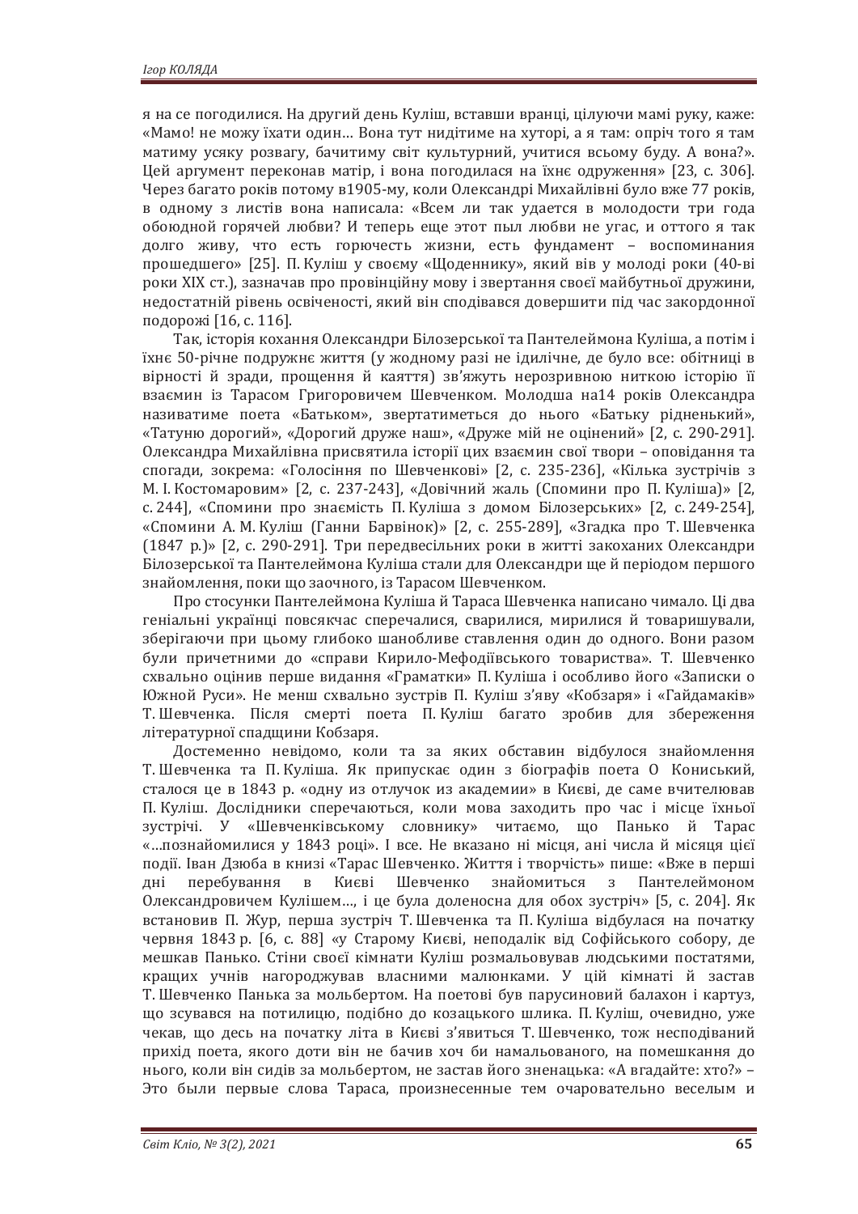я на се погодилися. На другий день Куліш, вставши вранці, цілуючи мамі руку, каже: «Мамо! не можу їхати один… Вона тут нидітиме на хуторі, а я там: опріч того я там матиму усяку розвагу, бачитиму світ культурний, учитися всьому буду. А вона?». Цей аргумент переконав матір, і вона погодилася на їхнє одруження» [23, с. 306]. Через багато років потому в1905-му, коли Олександрі Михайлівні було вже 77 років, в одному з листів вона написала: «Всем ли так удается в молодости три года обоюдной горячей любви? И теперь еще этот пыл любви не угас, и оттого я так долго живу, что есть горючесть жизни, есть фундамент – воспоминания прошедшего» [25]. П. Куліш у своєму «Щоденнику», який вів у молоді роки (40-ві роки XIX ст.), зазначав про провінційну мову і звертання своєї майбутньої дружини, недостатній рівень освіченості, який він сподівався довершити під час закордонної подорожі [16, с. 116].

Так, історія кохання Олександри Білозерської та Пантелеймона Куліша, а потім і їхнє 50-річне подружнє життя (у жодному разі не ідилічне, де було все: обітниці в вірності й зради, прощення й каяття) зв'яжуть нерозривною ниткою історію її взаємин із Тарасом Григоровичем Шевченком. Молодша на14 років Олександра називатиме поета «Батьком», звертатиметься до нього «Батьку рідненький», «Татуню дорогий», «Дорогий друже наш», «Друже мій не оцінений» [2, с. 290-291]. Олександра Михайлівна присвятила історії цих взаємин свої твори – оповідання та спогади, зокрема: «Голосіння по Шевченкові» [2, с. 235-236], «Кілька зустрічів з М. І. Костомаровим» [2, с. 237-243], «Довічний жаль (Спомини про П. Куліша)» [2, с. 244], «Спомини про знаємість П. Куліша з домом Білозерських» [2, с. 249-254], «Спомини А. М. Куліш (Ганни Барвінок)» [2, с. 255-289], «Згадка про Т. Шевченка (1847 р.)» [2, с. 290-291]. Три передвесільних роки в житті закоханих Олександри Білозерської та Пантелеймона Куліша стали для Олександри ще й періодом першого знайомлення, поки що заочного, із Тарасом Шевченком.

Про стосунки Пантелеймона Куліша й Тараса Шевченка написано чимало. Ці два геніальні українці повсякчас сперечалися, сварилися, мирилися й товаришували, зберігаючи при цьому глибоко шанобливе ставлення один до одного. Вони разом були причетними до «справи Кирило-Мефодіївського товариства». Т. Шевченко схвально оцінив перше видання «Граматки» П. Куліша і особливо його «Записки о Южной Руси». Не менш схвально зустрів П. Куліш з'яву «Кобзаря» і «Гайдамаків» Т. Шевченка. Після смерті поета П. Куліш багато зробив для збереження літературної спадщини Кобзаря.

Достеменно невідомо, коли та за яких обставин відбулося знайомлення Т. Шевченка та П. Куліша. Як припускає один з біографів поета О Кониський, сталося це в 1843 р. «одну из отлучок из академии» в Києві, де саме вчителював П. Куліш. Дослідники сперечаються, коли мова заходить про час і місце їхньої зустрічі. У «Шевченківському словнику» читаємо, що Панько й Тарас «…познайомилися у 1843 році». І все. Не вказано ні місця, ані числа й місяця цієї події. Іван Дзюба в книзі «Тарас Шевченко. Життя і творчість» пише: «Вже в перші дні перебування в Києві Шевченко знайомиться з Пантелеймоном Олександровичем Кулішем…, і це була доленосна для обох зустріч» [5, с. 204]. Як встановив П. Жур, перша зустріч Т. Шевченка та П. Куліша відбулася на початку червня 1843 р. [6, с. 88] «у Старому Києві, неподалік від Софійського собору, де мешкав Панько. Стіни своєї кімнати Куліш розмальовував людськими постатями, кращих учнів нагороджував власними малюнками. У цій кімнаті й застав Т. Шевченко Панька за мольбертом. На поетові був парусиновий балахон і картуз, що зсувався на потилицю, подібно до козацького шлика. П. Куліш, очевидно, уже чекав, що десь на початку літа в Києві з'явиться Т. Шевченко, тож несподіваний прихід поета, якого доти він не бачив хоч би намальованого, на помешкання до нього, коли він сидів за мольбертом, не застав його зненацька: «А вгадайте: хто?» – Это были первые слова Тараса, произнесенные тем очаровательно веселым и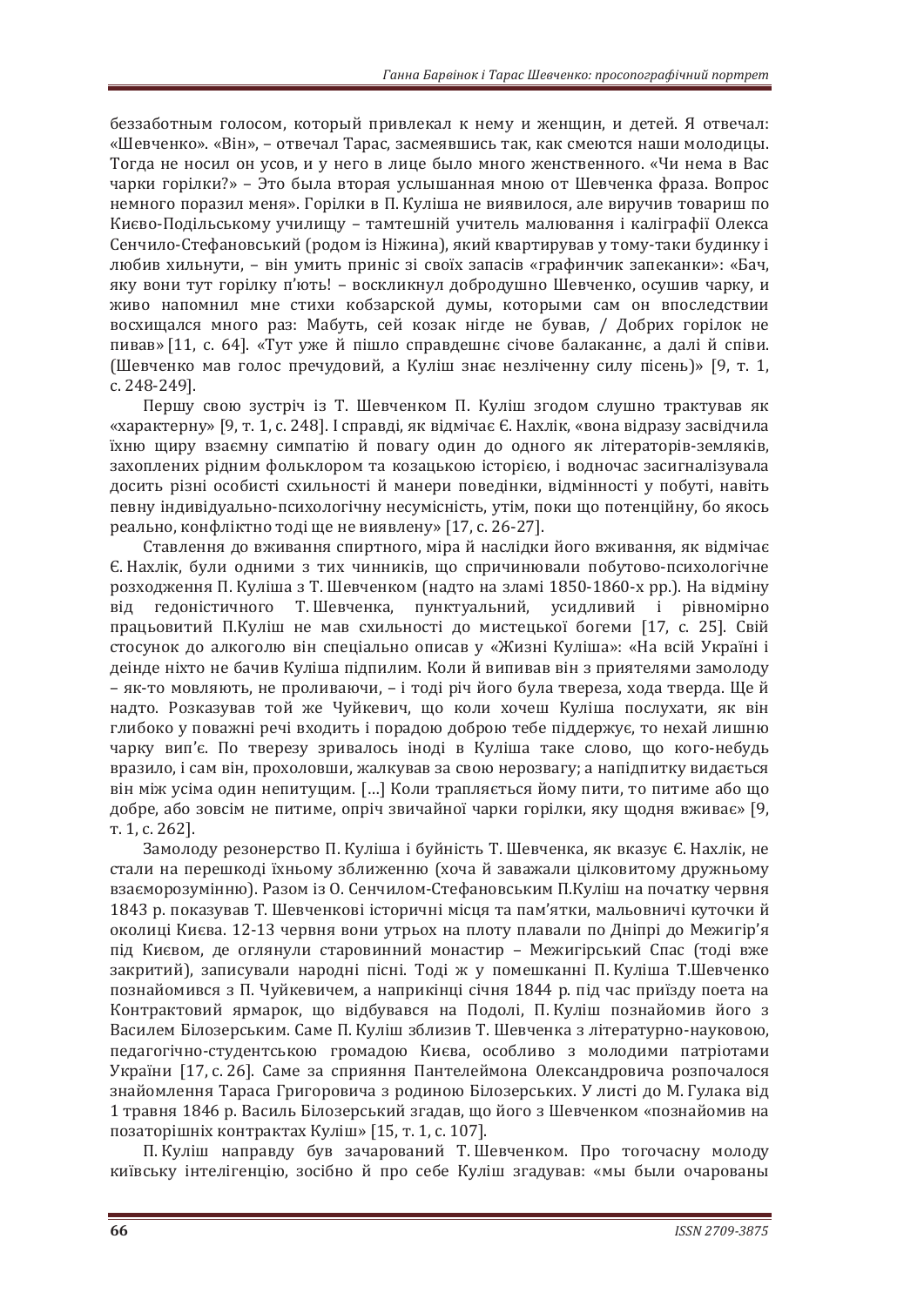беззаботным голосом, который привлекал к нему и женщин, и детей. Я отвечал: «Шевченко». «Він», – отвечал Тарас, засмеявшись так, как смеются наши молодицы. Тогда не носил он усов, и у него в лице было много женственного. «Чи нема в Вас чарки горілки?» – Это была вторая услышанная мною от Шевченка фраза. Вопрос немного поразил меня». Горілки в П. Куліша не виявилося, але виручив товариш по Києво-Подільському училищу – тамтешній учитель малювання і каліграфії Олекса Сенчило-Стефановський (родом із Ніжина), який квартирував у тому-таки будинку і любив хильнути, – він умить приніс зі своїх запасів "графинчик запеканки": «Бач, яку вони тут горілку п'ють! – воскликнул добродушно Шевченко, осушив чарку, и живо напомнил мне стихи кобзарской думы, которыми сам он впоследствии восхищался много раз: Мабуть, сей козак нігде не бував, / Добрих горілок не пивав» [11, с. 64]. «Тут уже й пішло справдешнє січове балаканнє, а далі й співи. (Шевченко мав голос пречудовий, а Куліш знає незлíченну силу пісень)» [9, т. 1, с. 248-249].

Першу свою зустріч із Т. Шевченком П. Куліш згодом слушно трактував як «характерну» [9, т. 1, с. 248]. І справді, як відмічає Є. Нахлік, «вона відразу засвідчила їхню щиру взаємну симпатію й повагу один до одного як літераторів-земляків, захоплених рідним фольклором та козацькою історією, і водночас засигналізувала досить різні особисті схильності й манери поведінки, відмінності у побуті, навіть певну індивідуально-психологічну несумісність, утім, поки що потенційну, бо якось реально, конфліктно тоді ще не виявлену» [17, с. 26-27].

Ставлення до вживання спиртного, міра й наслідки його вживання, як відмічає Є. Нахлік, були одними з тих чинників, що спричинювали побутово-психологічне розходження П. Куліша з Т. Шевченком (надто на зламі 1850-1860-х рр.). На відміну від гедоністичного Т. Шевченка, пунктуальний, усидливий і рівномірно працьовитий П.Куліш не мав схильності до мистецької богеми [17, с. 25]. Свій стосунок до алкоголю він спеціально описав у «Жизні Куліша»: «На всій Україні і деінде ніхто не бачив Куліша підпилим. Коли й випивав він з приятелями замолоду – як-то мовляють, не проливаючи, – і тоді річ його була твереза, хода тверда. Ще й надто. Розказував той же Чуйкевич, що коли хочеш Куліша послухати, як він глибоко у поважні речі входить і порадою доброю тебе піддержує, то нехай лишню чарку вип'є. По тверезу зривалось іноді в Куліша таке слово, що кого-небудь вразило, і сам він, прохоловши, жалкував за свою нерозвагу; а напідпитку видається він між усіма один непитущим. [...] Коли трапляється йому пити, то питиме або що добре, або зовсім не питиме, опріч звичайної чарки горілки, яку щодня вживає» [9, т. 1, с. 262].

Замолоду резонерство П. Куліша і буйність Т. Шевченка, як вказує Є. Нахлік, не стали на перешкоді їхньому зближенню (хоча й заважали цілковитому дружньому взаєморозумінню). Разом із О. Сенчилом-Стефановським П.Куліш на початку червня 1843 р. показував Т. Шевченкові історичні місця та пам'ятки, мальовничі куточки й околиці Києва. 12-13 червня вони утрьох на плоту плавали по Дніпрі до Межигір'я під Києвом, де оглянули старовинний монастир – Межигірський Спас (тоді вже закритий), записували народні пісні. Тоді ж у помешканні П. Куліша Т.Шевченко познайомився з П. Чуйкевичем, а наприкінці січня 1844 р. під час приїзду поета на Контрактовий ярмарок, що відбувався на Подолі, П. Куліш познайомив його з Василем Білозерським. Саме П. Куліш зблизив Т. Шевченка з літературно-науковою, педагогічно-студентською громадою Києва, особливо з молодими патріотами України [17, с. 26]. Саме за сприяння Пантелеймона Олександровича розпочалося знайомлення Тараса Григоровича з родиною Білозерських. У листі до М. Гулака від 1 травня 1846 р. Василь Білозерський згадав, що його з Шевченком «познайомив на позаторішніх контрактах Куліш» [15, т. 1, с. 107].

П. Куліш направду був зачарований Т. Шевченком. Про тогочасну молоду київську інтелігенцію, зосібно й про себе Куліш згадував: «мы были очарованы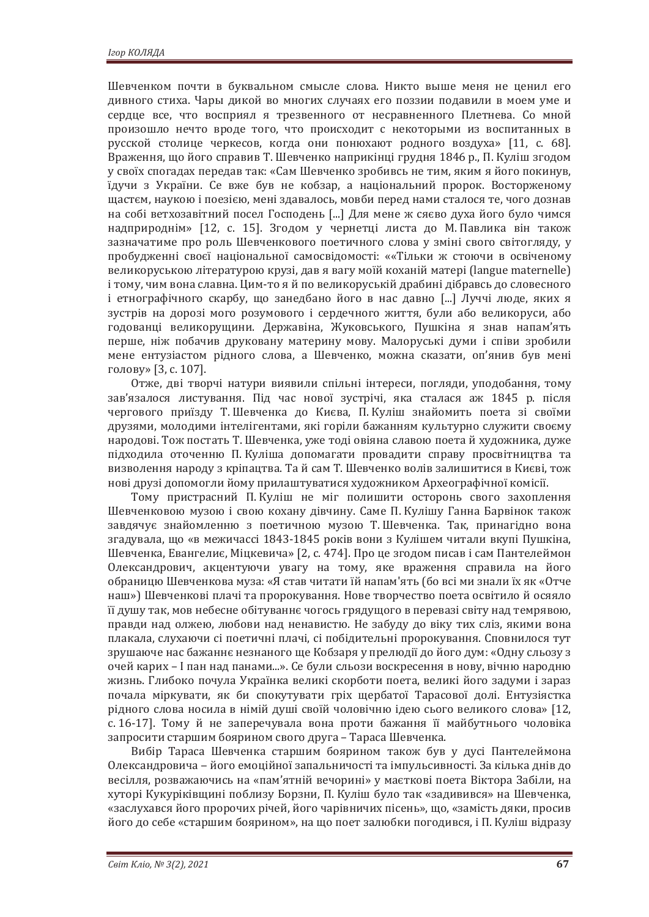Шевченком почти в буквальном смысле слова. Никто выше меня не ценил его дивного стиха. Чары дикой во многих случаях его поэзии подавили в моем уме и сердце все, что восприял я трезвенного от несравненного Плетнева. Со мной произошло нечто вроде того, что происходит с некоторыми из воспитанных в русской столице черкесов, когда они понюхают родного воздуха» [11, с. 68]. Враження, що його справив Т. Шевченко наприкінці грудня 1846 р., П. Куліш згодом у своїх спогадах передав так: «Сам Шевченко зробивсь не тим, яким я його покинув, їдучи з України. Се вже був не кобзар, а національний пророк. Восторженому щастєм, наукою і поезією, мені здавалось, мовби перед нами сталося те, чого дознав на собі ветхозавітний посел Господень [...] Для мене ж сяєво духа його було чимся надприродним» [12, с. 15]. Згодом у чернетці листа до М. Павлика він також зазначатиме про роль Шевченкового поетичного слова у зміні свого світогляду, у пробудженні своєї національної самосвідомості: ««Тільки ж стоючи в освіченому великоруською літературою крузі, дав я вагу моїй коханій матері (langue maternelle) і тому, чим вона славна. Цим-то я й по великоруській драбині дібравсь до словесного і етнографічного скарбу, що занедбано його в нас давно [...] Луччі люде, яких я зустрів на дорозі мого розумового і сердечного життя, були або великоруси, або годованці великорущини. Державіна, Жуковського, Пушкіна я знав напам'ять перше, ніж побачив друковану материну мову. Малоруські думи і співи зробили мене ентузіастом рідного слова, а Шевченко, можна сказати, оп'янив був мені голову» [3, с. 107].

Отже, дві творчі натури виявили спільні інтереси, погляди, уподобання, тому зав'язалося листування. Під час нової зустрічі, яка сталася аж 1845 р. після чергового приїзду Т. Шевченка до Києва, П. Куліш знайомить поета зі своїми друзями, молодими інтелігентами, які горіли бажанням культурно служити своєму народові. Тож постать Т. Шевченка, уже тоді овіяна славою поета й художника, дуже підходила оточенню П. Куліша допомагати провадити справу просвітництва та визволення народу з кріпацтва. Та й сам Т. Шевченко волів залишитися в Києві, тож нові друзі допомогли йому прилаштуватися художником Археографічної комісії.

Тому пристрасний П. Куліш не міг полишити осторонь свого захоплення Шевченковою музою і свою кохану дівчину. Саме П. Кулішу Ганна Барвінок також завдячує знайомленню з поетичною музою Т. Шевченка. Так, принагідно вона згадувала, що «в межичассі 1843-1845 років вони з Кулішем читали вкупі Пушкіна, Шевченка, Евангелиє, Міцкевича» [2, с. 474]. Про це згодом писав і сам Пантелеймон Олександрович, акцентуючи увагу на тому, яке враження справила на його обраницю Шевченкова муза: «Я став читати їй напам'ять (бо всі ми знали їх як «Отче наш») Шевченкові плачі та пророкування. Нове творчество поета освітило й осяяло її душу так, мов небесне обітуваннє чогось грядущого в перевазі світу над темрявою, правди над олжею, любови над ненавистю. Не забуду до віку тих сліз, якими вона плакала, слухаючи сі поетичні плачі, сі побідительні пророкування. Сповнилося тут зрушаюче нас бажаннє незнаного ще Кобзаря у прелюдії до його дум: «Одну сльозу з очей карих – І пан над панами...». Се були сльози воскресення в нову, вічню народню жизнь. Глибоко почула Українка великі скорботи поета, великі його задуми і зараз почала міркувати, як би спокутувати гріх щербатої Тарасової долі. Ентузіястка рідного слова носила в німій душі своїй чоловічню ідею сього великого слова» [12, с. 16-17]. Тому й не заперечувала вона проти бажання її майбутнього чоловіка запросити старшим боярином свого друга – Тараса Шевченка.

Вибір Тараса Шевченка старшим боярином також був у дусі Пантелеймона Олександровича – його емоційної запальничості та імпульсивності. За кілька днів до весілля, розважаючись на «пам'ятній вечорині» у маєткові поета Віктора Забіли, на хуторі Кукуріківщині поблизу Борзни, П. Куліш було так «задивився» на Шевченка, «заслухався його пророчих річей, його чарівничих пісень», що, «замість дяки, просив його до себе «старшим боярином», на що поет залюбки погодився, і П. Куліш відразу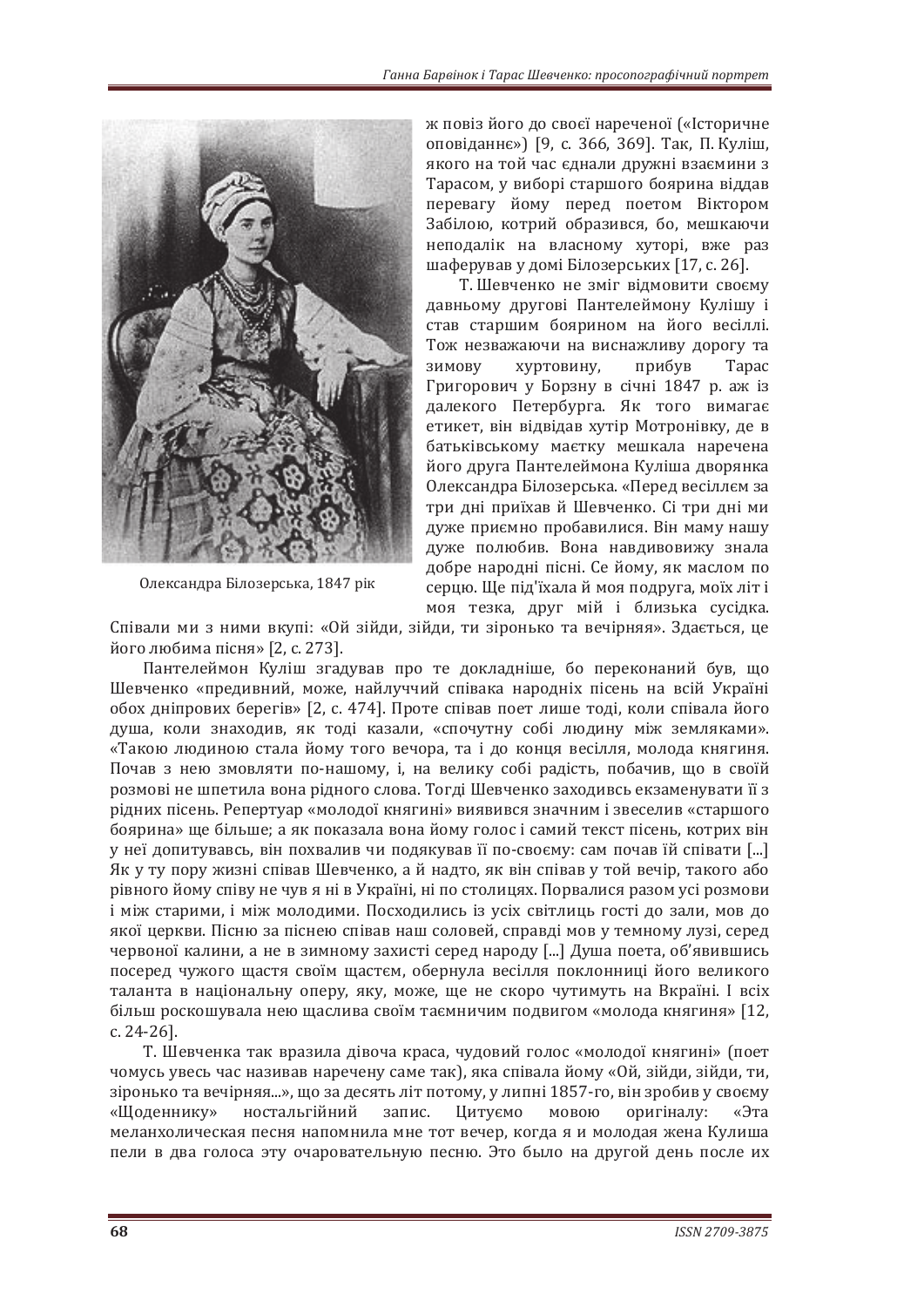ж повіз його до своєї нареченої («Історичне оповіданнє») [9, с. 366, 369]. Так, П. Куліш, якого на той час єднали дружні взаємини з Тарасом, у виборі старшого боярина віддав перевагу йому перед поетом Віктором Забілою, котрий образився, бо, мешкаючи неподалік на власному хуторі, вже раз шаферував у домі Білозерських [17, с. 26].

Олександра Білозерська, 1847 рік

Т. Шевченко не зміг відмовити своєму давньому другові Пантелеймону Кулішу і став старшим боярином на його весіллі. Тож незважаючи на виснажливу дорогу та зимову хуртовину, прибув Тарас Григорович у Борзну в січні 1847 р. аж із далекого Петербурга. Як того вимагає етикет, він відвідав хутір Мотронівку, де в батьківському маєтку мешкала наречена його друга Пантелеймона Куліша дворянка Олександра Білозерська. «Перед весіллєм за три дні приїхав й Шевченко. Сі три дні ми дуже приємно пробавилися. Він маму нашу дуже полюбив. Вона навдивовижу знала добре народні пісні. Се йому, як маслом по серцю. Ще під'їхала й моя подруга, моїх літ і моя тезка, друг мій і близька сусідка. Співали ми з ними вкупі: «Ой зійди, зійди, ти зіронько та вечірняя». Здається, це його любима пісня» [2, с. 273].

Пантелеймон Куліш згадував про те докладніше, бо переконаний був, що Шевченко «предивний, може, найлуччий співака народніх пісень на всій Україні обох дніпрових берегів» [2, с. 474]. Проте співав поет лише тоді, коли співала його душа, коли знаходив, як тоді казали, «спочутну собі людину між земляками». «Такою людиною стала йому того вечора, та і до конця весілля, молода княгиня. Почав з нею змовляти по-нашому, і, на велику собі радість, побачив, що в своїй розмові не шпетила вона рідного слова. Тоді Шевченко заходивсь екзаменувати її з рідних пісень. Репертуар «молодої княгині» виявився значним і звеселив «старшого боярина» ще більше; а як показала вона йому голос і самий текст пісень, котрих він у неї допитувавсь, він похвалив чи подякував її по-своєму: сам почав їй співати [...] Як у ту пору жизні співав Шевченко, а й надто, як він співав у той вечір, такого або рівного йому співу не чув я ні в Україні, ні по столицях. Порвалися разом усі розмови і між старими, і між молодими. Посходились із усіх світлиць гості до зали, мов до якої церкви. Пісню за піснею співав наш соловей, справді мов у темному лузі, серед червоної калини, а не в зимному захисті серед народу [...] Душа поета, об'явившись посеред чужого щастя своїм щастєм, обернула весілля поклонниці його великого таланта в національну оперу, яку, може, ще не скоро чутимуть на Вкраїні. І всіх більш роскошувала нею щаслива своїм таємничим подвигом «молода княгиня» [12, с. 24-26].

Т. Шевченка так вразила дівоча краса, чудовий голос «молодої княгині» (поет чомусь увесь час називав наречену саме так), яка співала йому «Ой, зійди, зійди, ти, зіронько та вечірняя...», що за десять літ потому, у липні 1857-го, він зробив у своєму «Щоденнику» ностальгійний запис. Цитуємо мовою оригіналу: «Эта меланхолическая песня напомнила мне тот вечер, когда я и молодая жена Кулиша пели в два голоса эту очаровательную песню. Это было на другой день после их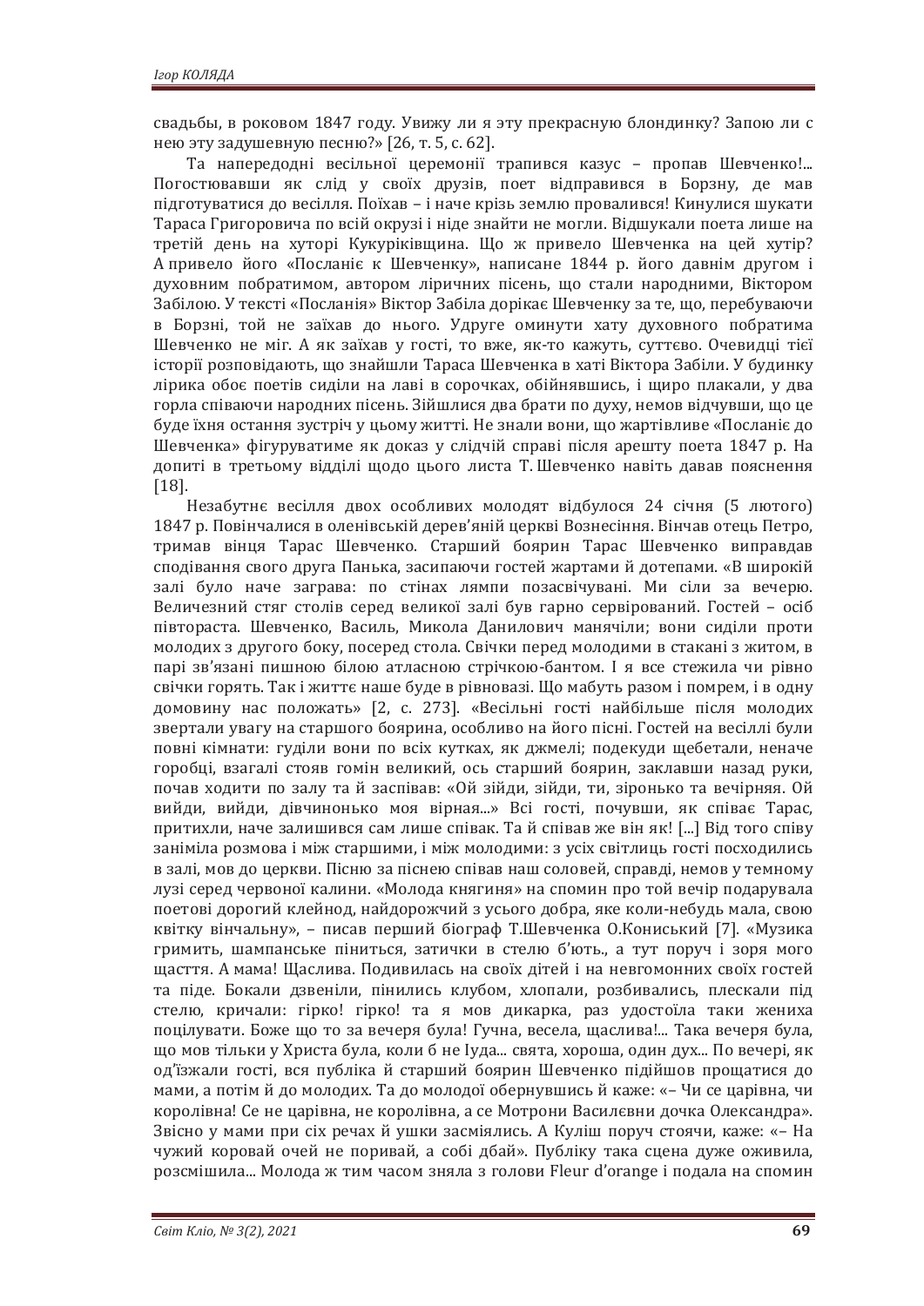свадьбы, в роковом 1847 году. Увижу ли я эту прекрасную блондинку? Запою ли с нею эту задушевную песню?» [26, т. 5, с. 62].

Та напередодні весільної церемонії трапився казус – пропав Шевченко!... Погостювавши як слід у своїх друзів, поет відправився в Борзну, де мав підготуватися до весілля. Поїхав – і наче крізь землю провалився! Кинулися шукати Тараса Григоровича по всій окрузі і ніде знайти не могли. Відшукали поета лише на третій день на хуторі Кукуріківщина. Що ж привело Шевченка на цей хутір? А привело його «Посланіє к Шевченку», написане 1844 р. його давнім другом і духовним побратимом, автором ліричних пісень, що стали народними, Віктором Забілою. У тексті «Посланія» Віктор Забіла дорікає Шевченку за те, що, перебуваючи в Борзні, той не заїхав до нього. Удруге оминути хату духовного побратима Шевченко не міг. А як заїхав у гості, то вже, як-то кажуть, суттєво. Очевидці тієї історії розповідають, що знайшли Тараса Шевченка в хаті Віктора Забіли. У будинку лірика обоє поетів сиділи на лаві в сорочках, обійнявшись, і щиро плакали, у два горла співаючи народних пісень. Зійшлися два брати по духу, немов відчувши, що це буде їхня остання зустріч у цьому житті. Не знали вони, що жартівливе «Посланіє до Шевченка» фігуруватиме як доказ у слідчій справі після арешту поета 1847 р. На допиті в третьому відділі щодо цього листа Т. Шевченко навіть давав пояснення [18].

Незабутнє весілля двох особливих молодят відбулося 24 січня (5 лютого) 1847 р. Повінчалися в оленівській дерев'яній церкві Вознесіння. Вінчав отець Петро, тримав вінця Тарас Шевченко. Старший боярин Тарас Шевченко виправдав сподівання свого друга Панька, засипаючи гостей жартами й дотепами. «В широкій залі було наче заграва: по стінах лямпи позасвічувані. Ми сіли за вечерю. Величезний стяг столів серед великої залі був гарно сервірований. Гостей – осіб півтораста. Шевченко, Василь, Микола Данилович манячіли; вони сиділи проти молодих з другого боку, посеред стола. Свічки перед молодими в стакані з житом, в парі зв'язані пишною білою атласною стрічкою-бантом. І я все стежила чи рівно свічки горять. Так і життє наше буде в рівновазі. Що мабуть разом і помрем, і в одну домовину нас положать» [2, с. 273]. «Весільні гості найбільше після молодих звертали увагу на старшого боярина, особливо на його пісні. Гостей на весіллі були повні кімнати: гуділи вони по всіх кутках, як джмелі; подекуди щебетали, неначе горобці, взагалі стояв гомін великий, ось старший боярин, заклавши назад руки, почав ходити по залу та й заспівав: «Ой зійди, зійди, ти, зіронько та вечірняя. Ой вийди, вийди, дівчинонько моя вірная...» Всі гості, почувши, як співає Тарас, притихли, наче залишився сам лише співак. Та й співав же він як! [...] Від того співу заніміла розмова і між старшими, і між молодими: з усіх світлиць гості посходились в залі, мов до церкви. Пісню за піснею співав наш соловей, справді, немов у темному лузі серед червоної калини. «Молода княгиня» на спомин про той вечір подарувала поетові дорогий клейнод, найдорожчий з усього добра, яке коли-небудь мала, свою квітку вінчальну», – писав перший біограф Т.Шевченка О.Кониський [7]. «Музика гримить, шампанське піниться, затички в стелю б'ють., а тут поруч і зоря мого щасття. А мама! Щаслива. Подивилась на своїх дітей і на невгомонних своїх гостей та піде. Бокали дзвеніли, пінились клубом, хлопали, розбивались, плескали під стелю, кричали: гірко! гірко! та я мов дикарка, раз удостоїла таки жениха поцілувати. Боже що то за вечеря була! Гучна, весела, щаслива!... Така вечеря була, що мов тільки у Христа була, коли б не Іуда... свята, хороша, один дух... По вечері, як од'їзжали гості, вся публіка й старший боярин Шевченко підійшов прощатися до мами, а потім й до молодих. Та до молодої обернувшись й каже: «– Чи се царівна, чи королівна! Се не царівна, не королівна, а се Мотрони Василєвни дочка Олександра». Звісно у мами при сіх речах й ушки засміялись. А Куліш поруч стоячи, каже: «– На чужий коровай очей не поривай, а собі дбай». Публіку така сцена дуже оживила, розсмішила... Молода ж тим часом зняла з голови Fleur d'orange і подала на спомин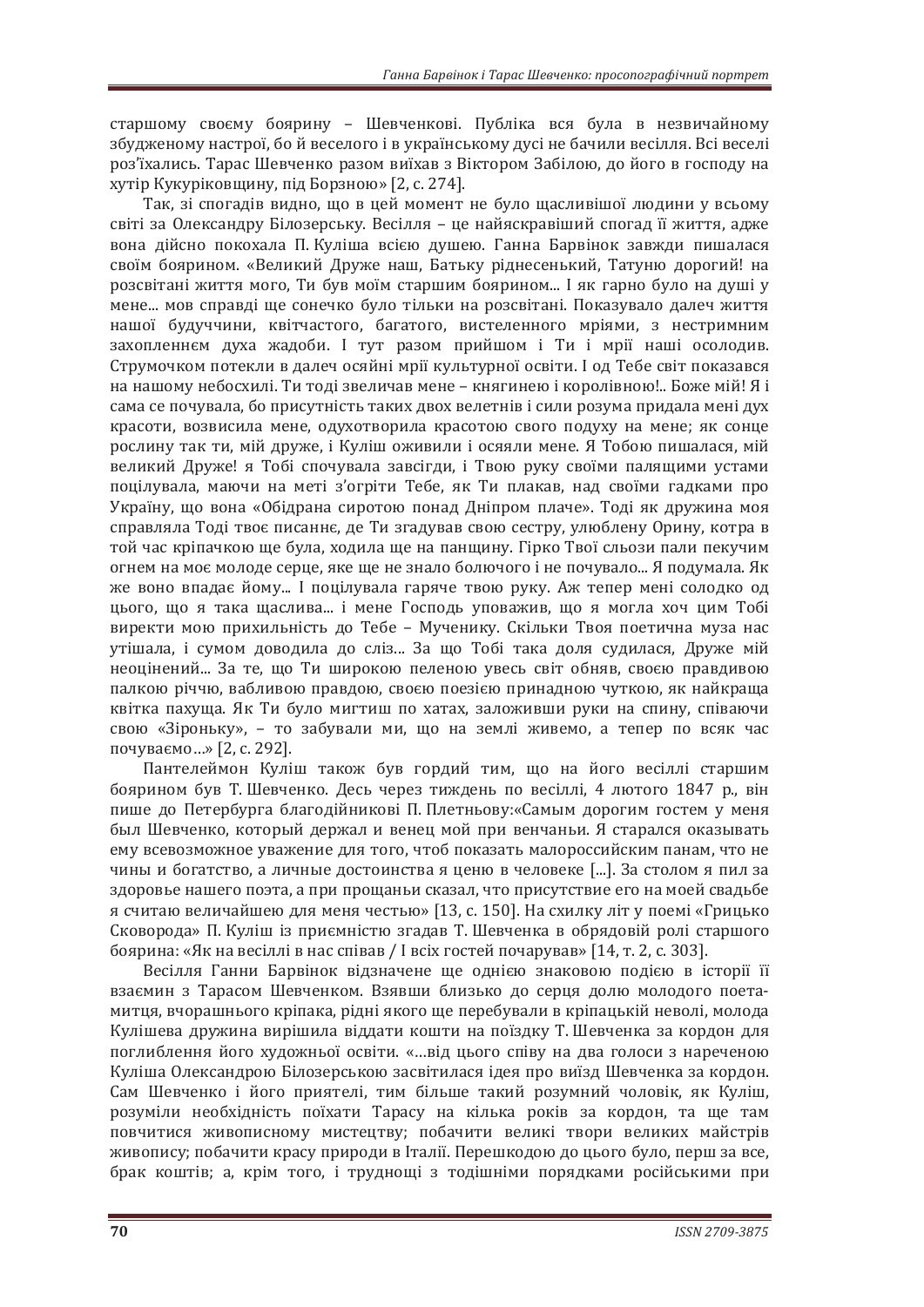старшому своєму боярину – Шевченкові. Публіка вся була в незвичайному збудженому настрої, бо й веселого і в українському дусі не бачили весілля. Всі веселі роз'їхались. Тарас Шевченко разом виїхав з Віктором Забілою, до його в господу на хутір Кукуріковщину, під Борзною» [2, с. 274].

Так, зі спогадів видно, що в цей момент не було щасливішої людини у всьому світі за Олександру Білозерську. Весілля – це найяскравіший спогад її життя, адже вона дійсно покохала П. Куліша всією душею. Ганна Барвінок завжди пишалася своїм боярином. «Великий Друже наш, Батьку ріднесенький, Татуню дорогий! на розсвітані життя мого, Ти був моїм старшим боярином... І як гарно було на душі у мене... мов справді ще сонечко було тільки на розсвітані. Показувало далеч життя нашої будуччини, квітчастого, багатого, вистеленного мріями, з нестримним захопленнєм духа жадоби. І тут разом прийшом і Ти і мрії наші осолодив. Струмочком потекли в далеч осяйні мрії культурної освіти. І од Тебе світ показався на нашому небосхилі. Ти тоді звеличав мене – княгинею і королівною!.. Боже мій! Я і сама се почувала, бо присутність таких двох велетнів і сили розума придала мені дух красоти, возвисила мене, одухотворила красотою свого подуху на мене; як сонце рослину так ти, мій друже, і Куліш оживили і осяяли мене. Я Тобою пишалася, мій великий Друже! я Тобі спочувала завсігди, і Твою руку своїми палящими устами поцілувала, маючи на меті з'огріти Тебе, як Ти плакав, над своїми гадками про Україну, що вона «Обідрана сиротою понад Дніпром плаче». Тоді як дружина моя справляла Тоді твоє писаннє, де Ти згадував свою сестру, улюблену Орину, котра в той час кріпачкою ще була, ходила ще на панщину. Гірко Твої сльози пали пекучим огнем на моє молоде серце, яке ще не знало болючого і не почувало... Я подумала. Як же воно впадає йому... І поцілувала гаряче твою руку. Аж тепер мені солодко од цього, що я така щаслива... і мене Господь уповажив, що я могла хоч цим Тобі виректи мою прихильність до Тебе – Мученику. Скільки Твоя поетична муза нас утішала, і сумом доводила до сліз... За що Тобі така доля судилася, Друже мій неоцінений... За те, що Ти широкою пеленою увесь світ обняв, своєю правдивою палкою річчю, вабливою правдою, своєю поезією принадною чуткою, як найкраща квітка пахуща. Як Ти було мигтиш по хатах, заложивши руки на спину, співаючи свою «Зіроньку», – то забували ми, що на землі живемо, а тепер по всяк час почуваємо…» [2, с. 292].

Пантелеймон Куліш також був гордий тим, що на його весіллі старшим боярином був Т. Шевченко. Десь через тиждень по весіллі, 4 лютого 1847 р., він пише до Петербурга благодійникові П. Плетньову:«Самым дорогим гостем у меня был Шевченко, который держал и венец мой при венчаньи. Я старался оказывать ему всевозможное уважение для того, чтоб показать малороссийским панам, что не чины и богатство, а личные достоинства я ценю в человеке [...]. За столом я пил за здоровье нашего поэта, а при прощаньи сказал, что присутствие его на моей свадьбе я считаю величайшею для меня честью» [13, с. 150]. На схилку літ у поемі «Грицько Сковорода» П. Куліш із приємністю згадав Т. Шевченка в обрядовій ролі старшого боярина: «Як на весіллі в нас співав / І всіх гостей почарував» [14, т. 2, с. 303].

Весілля Ганни Барвінок відзначене ще однією знаковою подією в історії її взаємин з Тарасом Шевченком. Взявши близько до серця долю молодого поета-митця, вчорашнього кріпака, рідні якого ще перебували в кріпацькій неволі, молода Кулішева дружина вирішила віддати кошти на поїздку Т. Шевченка за кордон для поглиблення його художньої освіти. «…від цього співу на два голоси з нареченою Куліша Олександрою Білозерською засвітилася ідея про виїзд Шевченка за кордон. Сам Шевченко і його приятелі, тим більше такий розумний чоловік, як Куліш, розуміли необхідність поїхати Тарасу на кілька років за кордон, та ще там повчитися живописному мистецтву; побачити великі твори великих майстрів живопису; побачити красу природи в Італії. Перешкодою до цього було, перш за все, брак коштів; а, крім того, і труднощі з тодішніми порядками російськими при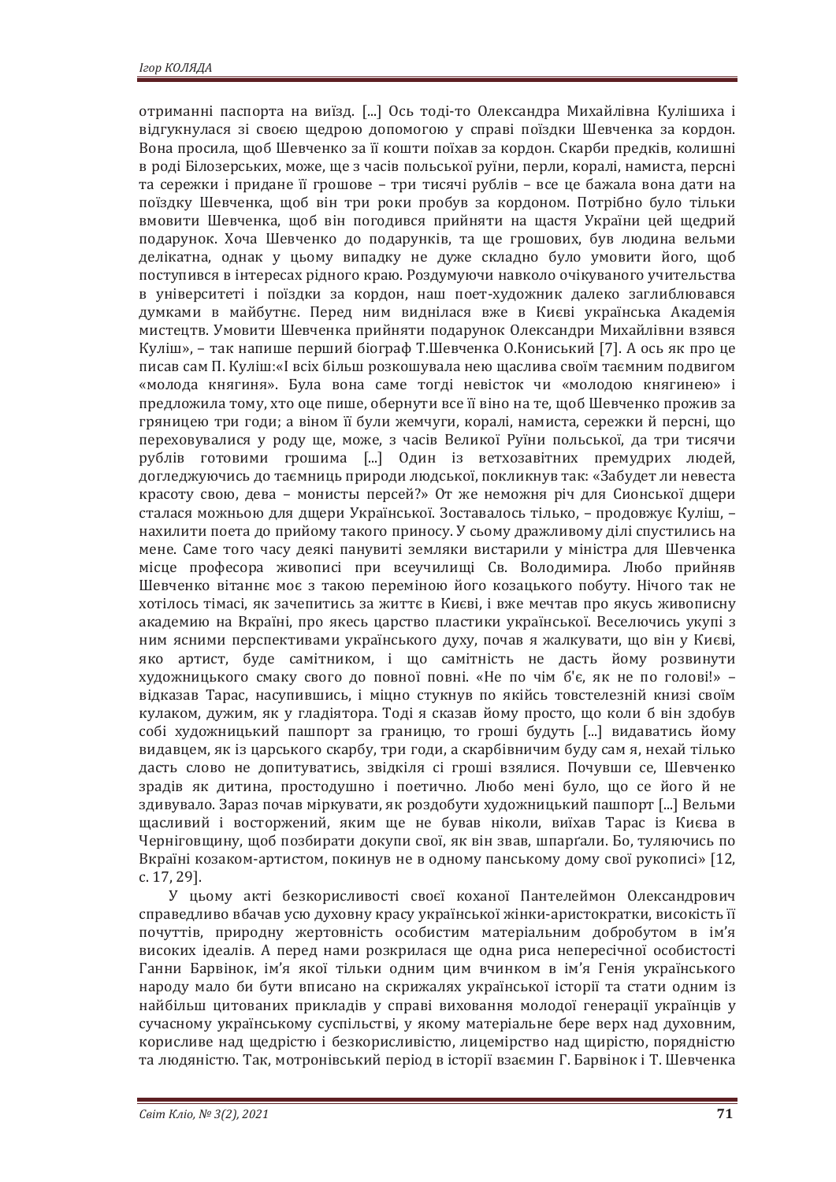отриманні паспорта на виїзд. [...] Ось тоді-то Олександра Михайлівна Кулішиха і відгукнулася зі своєю щедрою допомогою у справі поїздки Шевченка за кордон. Вона просила, щоб Шевченко за її кошти поїхав за кордон. Скарби предків, колишні в роді Білозерських, може, ще з часів польської руїни, перли, коралі, намиста, персні та сережки і придане її грошове – три тисячі рублів – все це бажала вона дати на поїздку Шевченка, щоб він три роки пробув за кордоном. Потрібно було тільки вмовити Шевченка, щоб він погодився прийняти на щастя України цей щедрий подарунок. Хоча Шевченко до подарунків, та ще грошових, був людина вельми делікатна, однак у цьому випадку не дуже складно було умовити його, щоб поступився в інтересах рідного краю. Роздумуючи навколо очікуваного учительства в університеті і поїздки за кордон, наш поет-художник далеко заглиблювався думками в майбутнє. Перед ним виднілася вже в Києві українська Академія мистецтв. Умовити Шевченка прийняти подарунок Олександри Михайлівни взявся Куліш», – так напише перший біограф Т.Шевченка О.Кониський [7]. А ось як про це писав сам П. Куліш:«І всіх більш розкошувала нею щаслива своїм таємним подвигом «молода княгиня». Була вона саме тогді невісток чи «молодою княгинею» і предложила тому, хто оце пише, обернути все її віно на те, щоб Шевченко прожив за гряницею три годи; а віном її були жемчуги, коралі, намиста, сережки й персні, що переховувалися у роду ще, може, з часів Великої Руїни польської, да три тисячи рублів готовими грошима [...] Один із ветхозавітних премудрих людей, догледжуючись до таємниць природи людської, покликнув так: «Забудет ли невеста красоту свою, дева – монисты персей?» От же неможня річ для Сионської дщери сталася можньою для дщери Української. Зоставалось тілько, – продовжує Куліш, – нахилити поета до прийому такого приносу. У сьому дражливому ділі спустились на мене. Саме того часу деякі панувиті земляки вистарили у міністра для Шевченка місце професора живописі при всеучилищі Св. Володимира. Любо прийняв Шевченко вітаннє моє з такою переміною його козацького побуту. Нічого так не хотілось тімасі, як зачепитись за життє в Києві, і вже мечтав про якусь живописну академію на Вкраїні, про якесь царство пластики української. Веселючись укупі з ним ясними перспективами українського духу, почав я жалкувати, що він у Києві, яко артист, буде самітником, і що самітність не дасть йому розвинути художницького смаку свого до повної повні. «Не по чім б'є, як не по голові!» – відказав Тарас, насупившись, і міцно стукнув по якійсь товстелезній книзі своїм кулаком, дужим, як у гладіятора. Тоді я сказав йому просто, що коли б він здобув собі художницький пашпорт за границю, то гроші будуть [...] видаватись йому видавцем, як із царського скарбу, три годи, а скарбівничим буду сам я, нехай тілько дасть слово не допитуватись, звідкіля сі гроші взялися. Почувши се, Шевченко зрадів як дитина, простодушно і поетично. Любо мені було, що се його й не здивувало. Зараз почав міркувати, як роздобути художницький пашпорт [...] Вельми щасливий і восторжений, яким ще не бував ніколи, виїхав Тарас із Києва в Черніговщину, щоб позбирати докупи свої, як він звав, шпарґали. Бо, туляючись по Вкраїні козаком-артистом, покинув не в одному панському дому свої рукописі» [12, с. 17, 29].

У цьому акті безкорисливості своєї коханої Пантелеймон Олександрович справедливо вбачав усю духовну красу української жінки-аристократки, високість її почуттів, природну жертовність особистим матеріальним добробутом в ім'я високих ідеалів. А перед нами розкрилася ще одна риса непересічної особистості Ганни Барвінок, ім'я якої тільки одним цим вчинком в ім'я Генія українського народу мало би бути вписано на скрижалях української історії та стати одним із найбільш цитованих прикладів у справі виховання молодої генерації українців у сучасному українському суспільстві, у якому матеріальне бере верх над духовним, корисливе над щедрістю і безкорисливістю, лицемірство над щирістю, порядністю та людяністю. Так, мотронівський період в історії взаємин Г. Барвінок і Т. Шевченка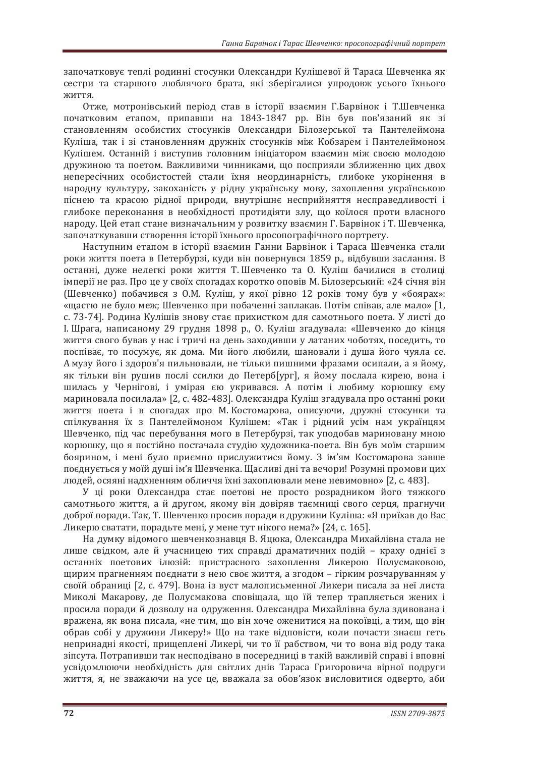започатковує теплі родинні стосунки Олександри Кулішевої й Тараса Шевченка як сестри та старшого люблячого брата, які зберігалися упродовж усього їхнього життя.

Отже, мотронівський період став в історії взаємин Г.Барвінок і Т.Шевченка початковим етапом, припавши на 1843-1847 рр. Він був пов'язаний як зі становленням особистих стосунків Олександри Білозерської та Пантелеймона Куліша, так і зі становленням дружніх стосунків між Кобзарем і Пантелеймоном Кулішем. Останній і виступив головним ініціатором взаємин між своєю молодою дружиною та поетом. Важливими чинниками, що посприяли зближенню цих двох непересічних особистостей стали їхня неординарність, глибоке укорінення в народну культуру, закоханість у рідну українську мову, захоплення українською піснею та красою рідної природи, внутрішнє несприйняття несправедливості і глибоке переконання в необхідності протидіяти злу, що коїлося проти власного народу. Цей етап стане визначальним у розвитку взаємин Г. Барвінок і Т. Шевченка, започаткувавши створення історії їхнього просопографічного портрету.

Наступним етапом в історії взаємин Ганни Барвінок і Тараса Шевченка стали роки життя поета в Петербурзі, куди він повернувся 1859 р., відбувши заслання. В останні, дуже нелегкі роки життя Т. Шевченко та О. Куліш бачилися в столиці імперії не раз. Про це у своїх спогадах коротко оповів М. Білозерський: «24 січня він (Шевченко) побачився з О.М. Куліш, у якої рівно 12 років тому був у «боярах»: «щастю не було меж; Шевченко при побаченні заплакав. Потім співав, але мало» [1, с. 73-74]. Родина Кулішів знову стає прихистком для самотнього поета. У листі до І. Шрага, написаному 29 грудня 1898 р., О. Куліш згадувала: «Шевченко до кінця життя свого бував у нас і тричі на день заходивши у латаних чоботях, поседить, то поспіває, то посумує, як дома. Ми його любили, шановали і душа його чуяла се. А музу його і здоров'я пильновали, не тільки пишними фразами осипали, а я йому, як тільки він рушив послі ссилки до Петерб[ург], я йому послала кирею, вона і шилась у Чернігові, і умірая єю укривався. А потім і любиму корюшку єму мариновала посилала» [2, с. 482-483]. Олександра Куліш згадувала про останні роки життя поета і в спогадах про М. Костомарова, описуючи, дружні стосунки та спілкування їх з Пантелеймоном Кулішем: «Так і рідний усім нам українцям Шевченко, під час перебування мого в Петербурзі, так уподобав мариновану мною корюшку, що я постійно постачала студію художника-поета. Він був моїм старшим боярином, і мені було приємно прислужитися йому. З ім'ям Костомарова завше поєднується у моїй душі ім'я Шевченка. Щасливі дні та вечори! Розумні промови цих людей, осяяні надхненням обличчя їхні захоплювали мене невимовно» [2, с. 483].

У ці роки Олександра стає поетові не просто розрадником його тяжкого самотнього життя, а й другом, якому він довіряв таємниці свого серця, прагнучи доброї поради. Так, Т. Шевченко просив поради в дружини Куліша: «Я приїхав до Вас Ликерю сватати, порадьте мені, у мене тут нікого нема?» [24, с. 165].

На думку відомого шевченкознавця В. Яцюка, Олександра Михайлівна стала не лише свідком, але й учасницею тих справді драматичних подій – краху однієї з останніх поетових ілюзій: пристрасного захоплення Ликерою Полусмаковою, щирим прагненням поєднати з нею своє життя, а згодом – гірким розчаруванням у своїй обраниці [2, с. 479]. Вона із вуст малописьменної Ликери писала за неї листа Миколі Макарову, де Полусмакова сповіщала, що їй тепер трапляється жених і просила поради й дозволу на одруження. Олександра Михайлівна була здивована і вражена, як вона писала, «не тим, що він хоче оженитися на покоївці, а тим, що він обрав собі у дружини Ликеру!» Що на таке відповісти, коли почасти знаєш геть непринадні якості, прищеплені Ликері, чи то її рабством, чи то вона від роду така зіпсута. Потрапивши так несподівано в посередниці в такій важливій справі і вповні усвідомлюючи необхідність для світлих днів Тараса Григоровича вірної подруги життя, я, не зважаючи на усе це, вважала за обов'язок висловитися одверто, аби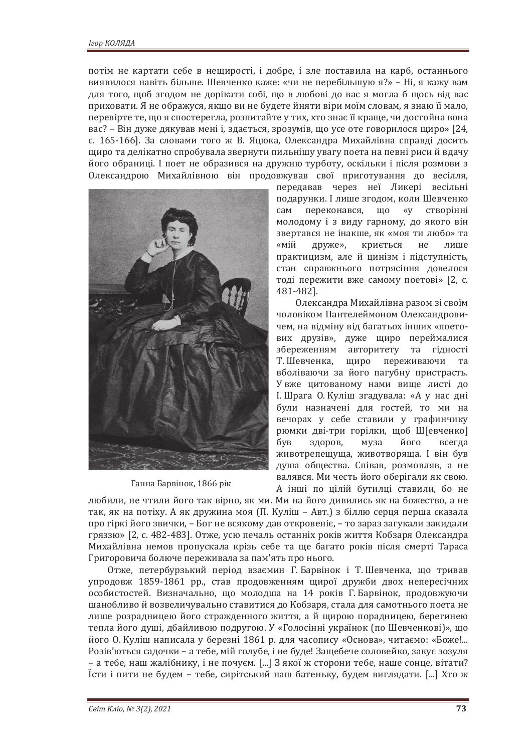потім не картати себе в нещирості, і добре, і зле поставила на карб, останнього виявилося навіть більше. Шевченко каже: «чи не перебільшую я?» – Ні, я кажу вам для того, щоб згодом не дорікати собі, що в любові до вас я могла б щось від вас приховати. Я не ображуся, якщо ви не будете йняти віри моїм словам, я знаю її мало, перевірте те, що я спостерегла, розпитайте у тих, хто знає її краще, чи достойна вона вас? – Він дуже дякував мені і, здається, зрозумів, що усе оте говорилося щиро» [24, с. 165-166]. За словами того ж В. Яцюка, Олександра Михайлівна справді досить щиро та делікатно спробувала звернути пильнішу увагу поета на певні риси й вдачу його обраниці. І поет не образився на дружню турботу, оскільки і після розмови з Олександрою Михайлівною він продовжував свої приготування до весілля, передавав через неї Ликері весільні подарунки. І лише згодом, коли Шевченко сам переконався, що «у створінні молодому і з виду гарному, до якого він звертався не інакше, як «моя ти любо» та «мій друже», криється не лише практицизм, але й цинізм і підступність, стан справжнього потрясіння довелося тоді пережити вже самому поетові» [2, с. 481-482].

Ганна Барвінок, 1866 рік

Олександра Михайлівна разом зі своїм чоловіком Пантелеймоном Олександровичем, на відміну від багатьох інших «поетових друзів», дуже щиро переймалися збереженням авторитету та гідності Т. Шевченка, щиро переживаючи та вболіваючи за його пагубну пристрасть. У вже цитованому нами вище листі до І. Шрага О. Куліш згадувала: «А у нас дні були назначені для гостей, то ми на вечорах у себе ставили у графинчику рюмки дві-три горілки, щоб Ш[евченко] був здоров, муза його всегда животрепещуща, животворяща. І він був душа общества. Співав, розмовляв, а не валявся. Ми честь його оберігали як свою. А інші по цілій бутилці ставили, бо не любили, не чтили його так вірно, як ми. Ми на його дивились як на божество, а не так, як на потіху. А як дружина моя (П. Куліш – Авт.) з біллю серця перша сказала про гіркі його звички, – Бог не всякому дав откровеніє, – то зараз загукали закидали гряззю» [2, с. 482-483]. Отже, усю печаль останніх років життя Кобзаря Олександра Михайлівна немов пропускала крізь себе та ще багато років після смерті Тараса Григоровича болюче переживала за пам'ять про нього.

Отже, петербурзький період взаємин Г. Барвінок і Т. Шевченка, що тривав упродовж 1859-1861 рр., став продовженням щирої дружби двох непересічних особистостей. Визначально, що молодша на 14 років Г. Барвінок, продовжуючи шанобливо й возвеличувально ставитися до Кобзаря, стала для самотнього поета не лише розрадницею його стражденного життя, а й щирою порадницею, берегинею тепла його душі, дбайливою подругою. У «Голосінні українок (по Шевченкові)», що його О. Куліш написала у березні 1861 р. для часопису «Основа», читаємо: «Боже!... Розів'ються садочки – а тебе, мій голубе, і не буде! Защебече соловейко, закує зозуля – а тебе, наш жалібнику, і не почуєм. [...] З якої ж сторони тебе, наше сонце, вітати? Їсти і пити не будем – тебе, сирітський наш батеньку, будем виглядати. [...] Хто ж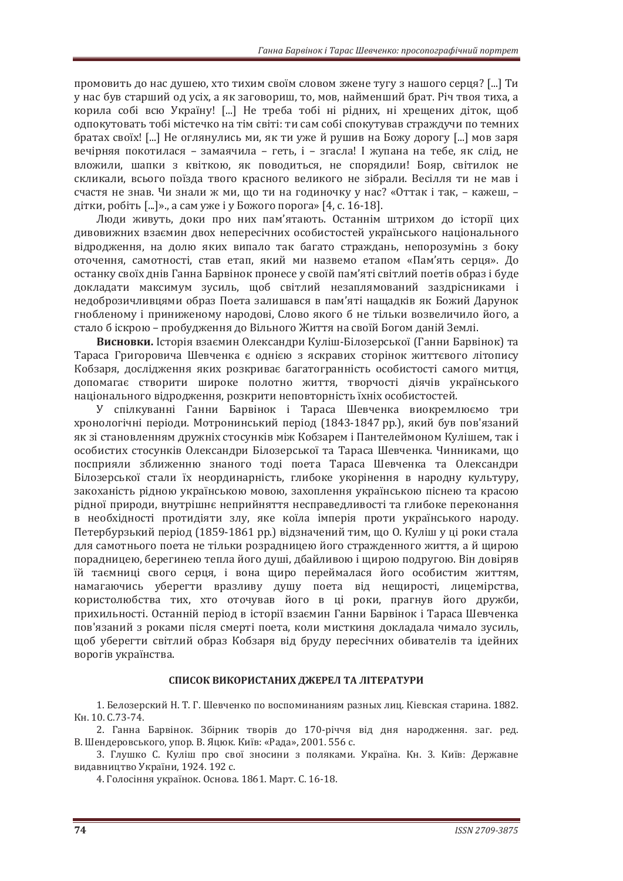промовить до нас душею, хто тихим своїм словом зжене тугу з нашого серця? [...] Ти у нас був старший од усіх, а як заговориш, то, мов, найменший брат. Річ твоя тиха, а корила собі всю Україну! [...] Не треба тобі ні рідних, ні хрещених діток, щоб одпокутовать тобі містечко на тім світі: ти сам собі спокутував страждучи по темних братах своїх! [...] Не оглянулись ми, як ти уже й рушив на Божу дорогу [...] мов заря вечірняя покотилася – замаячила – геть, і – згасла! І жупана на тебе, як слід, не вложили, шапки з квіткою, як поводиться, не спорядили! Бояр, світилок не скликали, всього поїзда твого красного великого не зібрали. Весілля ти не мав і счастя не знав. Чи знали ж ми, що ти на годиночку у нас? «Оттак і так, – кажеш, – дітки, робіть [...]»., а сам уже і у Божого порога» [4, с. 16-18].

Люди живуть, доки про них пам'ятають. Останнім штрихом до історії цих дивовижних взаємин двох непересічних особистостей українського національного відродження, на долю яких випало так багато страждань, непорозумінь з боку оточення, самотності, став етап, який ми назвемо етапом «Пам'ять серця». До останку своїх днів Ганна Барвінок пронесе у своїй пам'яті світлий поетів образ і буде докладати максимум зусиль, щоб світлий незаплямований заздрісниками і недоброзичливцями образ Поета залишався в пам'яті нащадків як Божий Дарунок гнобленому і приниженому народові, Слово якого б не тільки возвеличило його, а стало б іскрою – пробудження до Вільного Життя на своїй Богом даній Землі.

**Висновки.** Історія взаємин Олександри Куліш-Білозерської (Ганни Барвінок) та Тараса Григоровича Шевченка є однією з яскравих сторінок життєвого літопису Кобзаря, дослідження яких розкриває багатогранність особистості самого митця, допомагає створити широке полотно життя, творчості діячів українського національного відродження, розкрити неповторність їхніх особистостей.

У спілкуванні Ганни Барвінок і Тараса Шевченка виокремлюємо три хронологічні періоди. Мотронинський період (1843-1847 рр.), який був пов'язаний як зі становленням дружніх стосунків між Кобзарем і Пантелеймоном Кулішем, так і особистих стосунків Олександри Білозерської та Тараса Шевченка. Чинниками, що посприяли зближенню знаного тоді поета Тараса Шевченка та Олександри Білозерської стали їх неординарність, глибоке укорінення в народну культуру, закоханість рідною українською мовою, захоплення українською піснею та красою рідної природи, внутрішнє неприйняття несправедливості та глибоке переконання в необхідності протидіяти злу, яке коїла імперія проти українського народу. Петербурзький період (1859-1861 рр.) відзначений тим, що О. Куліш у ці роки стала для самотнього поета не тільки розрадницею його страждненного життя, а й щирою порадницею, берегинею тепла його душі, дбайливою і щирою подругою. Він довіряв їй таємниці свого серця, і вона щиро переймалася його особистим життям, намагаючись уберегти вразливу душу поета від нещирості, лицемірства, користолюбства тих, хто оточував його в ці роки, прагнув його дружби, прихильності. Останній період в історії взаємин Ганни Барвінок і Тараса Шевченка пов'язаний з роками після смерті поета, коли мисткиня докладала чимало зусиль, щоб уберегти світлий образ Кобзаря від бруду пересічних обивателів та ідейних ворогів українства.

## СПИСОК ВИКОРИСТАНИХ ДЖЕРЕЛ ТА ЛІТЕРАТУРИ

1. Белозерский Н. Т. Г. Шевченко по воспоминаниям разных лиц. Кіевская старина. 1882. Кн. 10. С.73-74.
2. Ганна Барвінок. Збірник творів до 170-річчя від дня народження. заг. ред. В. Шендеровського, упор. В. Яцюк. Київ: «Рада», 2001. 556 с.
3. Глушко С. Куліш про свої зносини з поляками. Україна. Кн. 3. Київ: Державне видавництво України, 1924. 192 с.
4. Голосіння українок. Основа. 1861. Март. С. 16-18.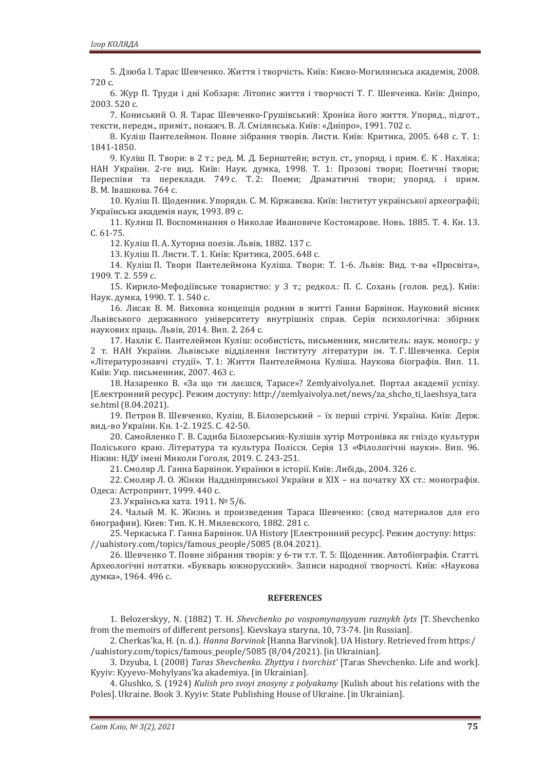5. Дзюба І. Тарас Шевченко. Життя і творчість. Київ: Києво-Могилянська академія, 2008. 720 с.

6. Жур П. Труди і дні Кобзаря: Літопис життя і творчості Т. Г. Шевченка. Київ: Дніпро, 2003. 520 с.

7. Кониський О. Я. Тарас Шевченко-Грушівський: Хроніка його життя. Упоряд., підгот., тексти, передм., приміт., покажч. В. Л. Смілянська. Київ: «Дніпро», 1991. 702 с.

8. Куліш Пантелеймон. Повне зібрання творів. Листи. Київ: Критика, 2005. 648 с. Т. 1: 1841-1850.

9. Куліш П. Твори: в 2 т.; ред. М. Д. Бернштейн; вступ. ст., упоряд. і прим. Є. К . Нахліка; НАН України. 2-ге вид. Київ: Наук. думка, 1998. Т. 1: Прозові твори; Поетичні твори; Переспіви та переклади. 749 с. Т. 2: Поеми; Драматичні твори; упоряд. і прим. В. М. Івашкова. 764 с.

10. Куліш П. Щоденник. Упорядн. С. М. Кіржавєва. Київ: Інститут української археографії; Українська академія наук, 1993. 89 с.

11. Кулиш П. Воспоминания о Николае Ивановиче Костомарове. Новь. 1885. Т. 4. Кн. 13. С. 61-75.

12. Куліш П. А. Хуторна поезія. Львів, 1882. 137 с.

13. Куліш П. Листи. Т. 1. Київ: Критика, 2005. 648 с.

14. Куліш П. Твори Пантелеймона Куліша. Твори: Т. 1-6. Львів: Вид. т-ва «Просвіта», 1909. Т. 2. 559 с.

15. Кирило-Мефодіївське товариство: у 3 т.; редкол.: П. С. Сохань (голов. ред.). Київ: Наук. думка, 1990. Т. 1. 540 с.

16. Лисак В. М. Виховна концепція родини в житті Ганни Барвінок. Науковий вісник Львівського державного університету внутрішніх справ. Серія психологічна: збірник наукових праць. Львів, 2014. Вип. 2. 264 с.

17. Нахлік Є. Пантелеймон Куліш: особистість, письменник, мислитель: наук. моногр.: у 2 т. НАН України. Львівське відділення Інституту літератури ім. Т. Г. Шевченка. Серія «Літературознавчі студії». Т. 1: Життя Пантелеймона Куліша. Наукова біографія. Вип. 11. Київ: Укр. письменник, 2007. 463 с.

18. Назаренко В. «За що ти лаєшся, Тарасе»? Zemlyaivolya.net. Портал академії успіху. [Електронний ресурс]. Режим доступу: http://zemlyaivolya.net/news/za_shcho_ti_laeshsya_tarase.html (8.04.2021).

19. Петров В. Шевченко, Куліш, В. Білозерський – їх перші стрічі. Україна. Київ: Держ. вид.-во України. Кн. 1-2. 1925. С. 42-50.

20. Самойленко Г. В. Садиба Білозерських-Кулішів хутір Мотронівка як гніздо культури Поліського краю. Література та культура Полісся. Серія 13 «Філологічні науки». Вип. 96. Ніжин: НДУ імені Миколи Гоголя, 2019. С. 243-251.

21. Смоляр Л. Ганна Барвінок. Українки в історії. Київ: Либідь, 2004. 326 с.

22. Смоляр Л. О. Жінки Наддніпрянської України в XIX – на початку XX ст.: монографія. Одеса: Астропринт, 1999. 440 с.

23. Українська хата. 1911. № 5/6.

24. Чалый М. К. Жизнь и произведения Тараса Шевченко: (свод материалов для его биографии). Киев: Тип. К. Н. Милевского, 1882. 281 с.

25. Черкаська Г. Ганна Барвінок. UA History [Електронний ресурс]. Режим доступу: https://uahistory.com/topics/famous_people/5085 (8.04.2021).

26. Шевченко Т. Повне зібрання творів: у 6-ти т.т. Т. 5: Щоденник. Автобіографія. Статті. Археологічні нотатки. «Букварь южнорусский». Записи народної творчості. Київ: «Наукова думка», 1964. 496 с.

#### REFERENCES

1. Belozerskyy, N. (1882) T. H. *Shevchenko po vospomynanyyam raznykh lyts* [T. Shevchenko from the memoirs of different persons]. Kievskaya staryna, 10, 73-74. [in Russian].

2. Cherkas'ka, H. (n. d.). *Hanna Barvinok* [Hanna Barvinok]. UA History. Retrieved from https://uahistory.com/topics/famous_people/5085 (8/04/2021). [in Ukrainian].

3. Dzyuba, I. (2008) *Taras Shevchenko. Zhyttya i tvorchist'* [Taras Shevchenko. Life and work]. Kyyiv: Kyyevo-Mohylyans'ka akademiya. [in Ukrainian].

4. Glushko, S. (1924) *Kulish pro svoyi znosyny z polyakamy* [Kulish about his relations with the Poles]. Ukraine. Book 3. Kyyiv: State Publishing House of Ukraine. [in Ukrainian].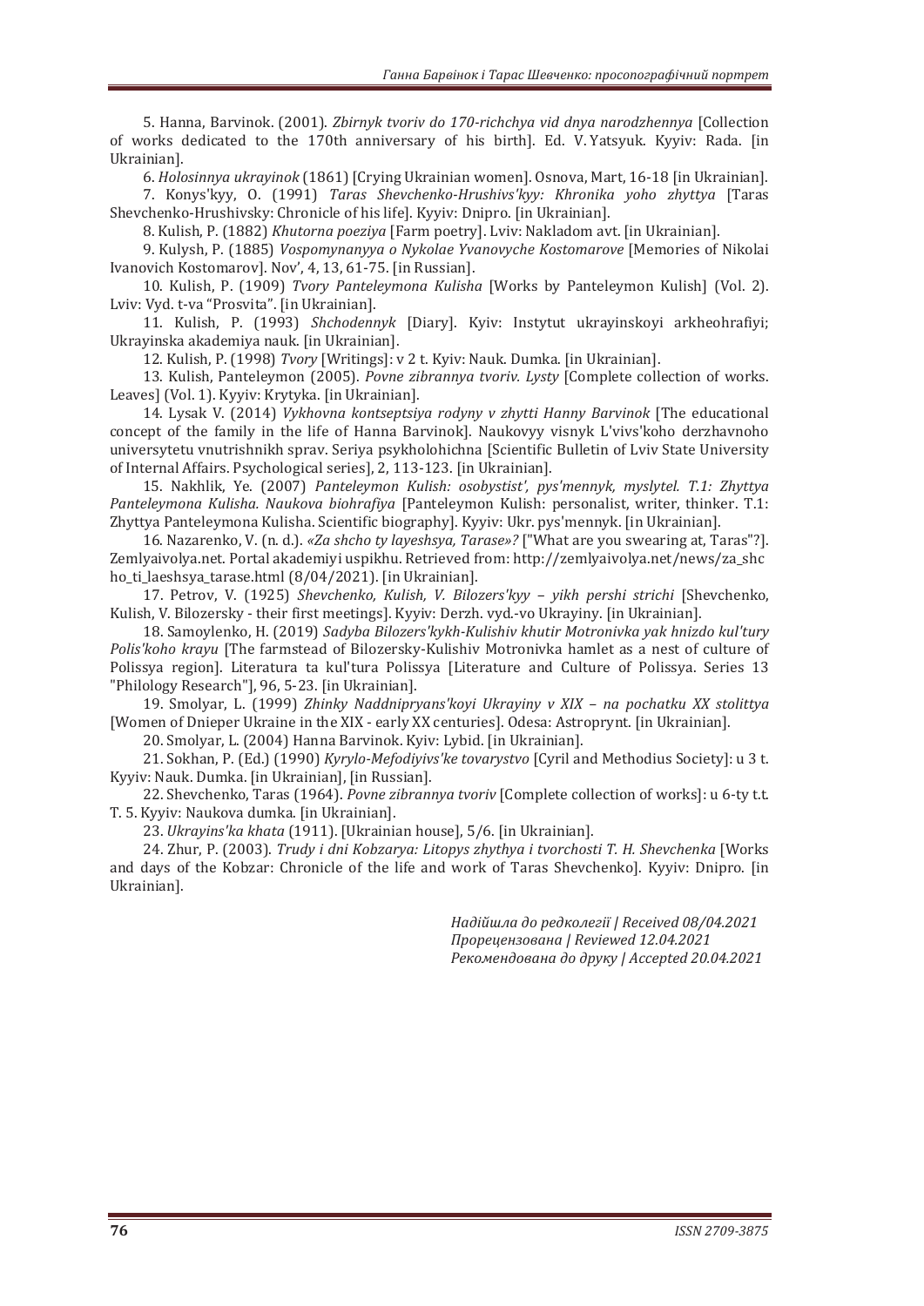5. Hanna, Barvinok. (2001). *Zbirnyk tvoriv do 170-richchya vid dnya narodzhennya* [Collection of works dedicated to the 170th anniversary of his birth]. Ed. V. Yatsyuk. Kyyiv: Rada. [in Ukrainian].

6. *Holosinnya ukrayinok* (1861) [Crying Ukrainian women]. Osnova, Mart, 16-18 [in Ukrainian].

7. Konys'kyy, O. (1991) *Taras Shevchenko-Hrushivs'kyy: Khronika yoho zhyttya* [Taras Shevchenko-Hrushivsky: Chronicle of his life]. Kyyiv: Dnipro. [in Ukrainian].

8. Kulish, P. (1882) *Khutorna poeziya* [Farm poetry]. Lviv: Nakladom avt. [in Ukrainian].

9. Kulysh, P. (1885) *Vospomynanyya o Nykolae Yvanovyche Kostomarove* [Memories of Nikolai Ivanovich Kostomarov]. Nov', 4, 13, 61-75. [in Russian].

10. Kulish, P. (1909) *Tvory Panteleymona Kulisha* [Works by Panteleymon Kulish] (Vol. 2). Lviv: Vyd. t-va "Prosvita". [in Ukrainian].

11. Kulish, P. (1993) *Shchodennyk* [Diary]. Kyiv: Instytut ukrayinskoyi arkheohrafiyi; Ukrayinska akademiya nauk. [in Ukrainian].

12. Kulish, P. (1998) *Tvory* [Writings]: v 2 t. Kyiv: Nauk. Dumka. [in Ukrainian].

13. Kulish, Panteleymon (2005). *Povne zibrannya tvoriv. Lysty* [Complete collection of works. Leaves] (Vol. 1). Kyyiv: Krytyka. [in Ukrainian].

14. Lysak V. (2014) *Vykhovna kontseptsiya rodyny v zhytti Hanny Barvinok* [The educational concept of the family in the life of Hanna Barvinok]. Naukovyy visnyk L'vivs'koho derzhavnoho universytetu vnutrishnikh sprav. Seriya psykholohichna [Scientific Bulletin of Lviv State University of Internal Affairs. Psychological series], 2, 113-123. [in Ukrainian].

15. Nakhlik, Ye. (2007) *Panteleymon Kulish: osobystist', pys'mennyk, myslytel. T.1: Zhyttya Panteleymona Kulisha. Naukova biohrafiya* [Panteleymon Kulish: personalist, writer, thinker. T.1: Zhyttya Panteleymona Kulisha. Scientific biography]. Kyyiv: Ukr. pys'mennyk. [in Ukrainian].

16. Nazarenko, V. (n. d.). *«Za shcho ty layeshsya, Tarase»?* ["What are you swearing at, Taras"?]. Zemlyaivolya.net. Portal akademiyi uspikhu. Retrieved from: http://zemlyaivolya.net/news/za_shcho_ti_laeshsya_tarase.html (8/04/2021). [in Ukrainian].

17. Petrov, V. (1925) *Shevchenko, Kulish, V. Bilozers'kyy – yikh pershi strichi* [Shevchenko, Kulish, V. Bilozersky - their first meetings]. Kyyiv: Derzh. vyd.-vo Ukrayiny. [in Ukrainian].

18. Samoylenko, H. (2019) *Sadyba Bilozers'kykh-Kulishiv khutir Motronivka yak hnizdo kul'tury Polis'koho krayu* [The farmstead of Bilozersky-Kulishiv Motronivka hamlet as a nest of culture of Polissya region]. Literatura ta kul'tura Polissya [Literature and Culture of Polissya. Series 13 "Philology Research"], 96, 5-23. [in Ukrainian].

19. Smolyar, L. (1999) *Zhinky Naddnipryans'koyi Ukrayiny v XIX – na pochatku XX stolittya* [Women of Dnieper Ukraine in the XIX - early XX centuries]. Odesa: Astroprynt. [in Ukrainian].

20. Smolyar, L. (2004) Hanna Barvinok. Kyiv: Lybid. [in Ukrainian].

21. Sokhan, P. (Ed.) (1990) *Kyrylo-Mefodiyivs'ke tovarystvo* [Cyril and Methodius Society]: u 3 t. Kyyiv: Nauk. Dumka. [in Ukrainian], [in Russian].

22. Shevchenko, Taras (1964). *Povne zibrannya tvoriv* [Complete collection of works]: u 6-ty t.t. T. 5. Kyyiv: Naukova dumka. [in Ukrainian].

23. *Ukrayins'ka khata* (1911). [Ukrainian house], 5/6. [in Ukrainian].

24. Zhur, P. (2003). *Trudy i dni Kobzarya: Litopys zhythya i tvorchosti T. H. Shevchenka* [Works and days of the Kobzar: Chronicle of the life and work of Taras Shevchenko]. Kyyiv: Dnipro. [in Ukrainian].

*Надійшла до редколегії | Received 08/04.2021*
*Прорецензована | Reviewed 12.04.2021*
*Рекомендована до друку | Accepted 20.04.2021*